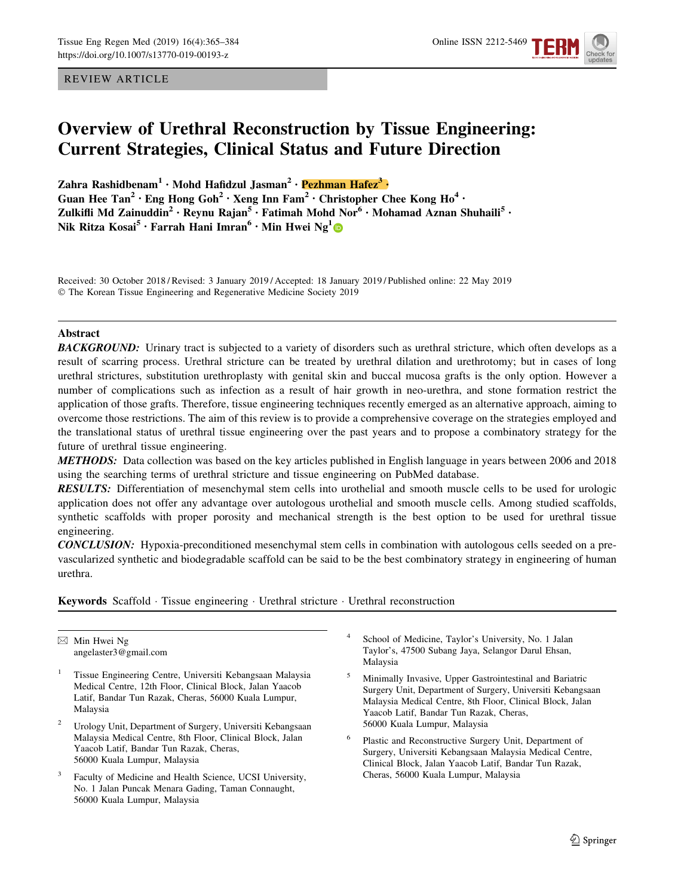REVIEW ARTICLE

# Overview of Urethral Reconstruction by Tissue Engineering: Current Strategies, Clinical Status and Future Direction

**Zahra Rashidbenam[1] · Mohd Hafidzul Jasman[2] · Pezhman Hafez[3] · Guan Hee Tan[2] · Eng Hong Goh[2] · Xeng Inn Fam[2] · Christopher Chee Kong Ho[4] · Zulkifli Md Zainuddin[2] · Reynu Rajan[5] · Fatimah Mohd Nor[6] · Mohamad Aznan Shuhaili[5] · Nik Ritza Kosai[5] · Farrah Hani Imran[6] · Min Hwei Ng[1]**

Received: 30 October 2018 / Revised: 3 January 2019 / Accepted: 18 January 2019 / Published online: 22 May 2019
© The Korean Tissue Engineering and Regenerative Medicine Society 2019

## Abstract

***BACKGROUND:*** Urinary tract is subjected to a variety of disorders such as urethral stricture, which often develops as a result of scarring process. Urethral stricture can be treated by urethral dilation and urethrotomy; but in cases of long urethral strictures, substitution urethroplasty with genital skin and buccal mucosa grafts is the only option. However a number of complications such as infection as a result of hair growth in neo-urethra, and stone formation restrict the application of those grafts. Therefore, tissue engineering techniques recently emerged as an alternative approach, aiming to overcome those restrictions. The aim of this review is to provide a comprehensive coverage on the strategies employed and the translational status of urethral tissue engineering over the past years and to propose a combinatory strategy for the future of urethral tissue engineering.

***METHODS:*** Data collection was based on the key articles published in English language in years between 2006 and 2018 using the searching terms of urethral stricture and tissue engineering on PubMed database.

***RESULTS:*** Differentiation of mesenchymal stem cells into urothelial and smooth muscle cells to be used for urologic application does not offer any advantage over autologous urothelial and smooth muscle cells. Among studied scaffolds, synthetic scaffolds with proper porosity and mechanical strength is the best option to be used for urethral tissue engineering.

***CONCLUSION:*** Hypoxia-preconditioned mesenchymal stem cells in combination with autologous cells seeded on a pre-vascularized synthetic and biodegradable scaffold can be said to be the best combinatory strategy in engineering of human urethra.

**Keywords** Scaffold · Tissue engineering · Urethral stricture · Urethral reconstruction

---

✉ Min Hwei Ng
angelaster3@gmail.com

[1] Tissue Engineering Centre, Universiti Kebangsaan Malaysia Medical Centre, 12th Floor, Clinical Block, Jalan Yaacob Latif, Bandar Tun Razak, Cheras, 56000 Kuala Lumpur, Malaysia

[2] Urology Unit, Department of Surgery, Universiti Kebangsaan Malaysia Medical Centre, 8th Floor, Clinical Block, Jalan Yaacob Latif, Bandar Tun Razak, Cheras, 56000 Kuala Lumpur, Malaysia

[3] Faculty of Medicine and Health Science, UCSI University, No. 1 Jalan Puncak Menara Gading, Taman Connaught, 56000 Kuala Lumpur, Malaysia

[4] School of Medicine, Taylor's University, No. 1 Jalan Taylor's, 47500 Subang Jaya, Selangor Darul Ehsan, Malaysia

[5] Minimally Invasive, Upper Gastrointestinal and Bariatric Surgery Unit, Department of Surgery, Universiti Kebangsaan Malaysia Medical Centre, 8th Floor, Clinical Block, Jalan Yaacob Latif, Bandar Tun Razak, Cheras, 56000 Kuala Lumpur, Malaysia

[6] Plastic and Reconstructive Surgery Unit, Department of Surgery, Universiti Kebangsaan Malaysia Medical Centre, Clinical Block, Jalan Yaacob Latif, Bandar Tun Razak, Cheras, 56000 Kuala Lumpur, Malaysia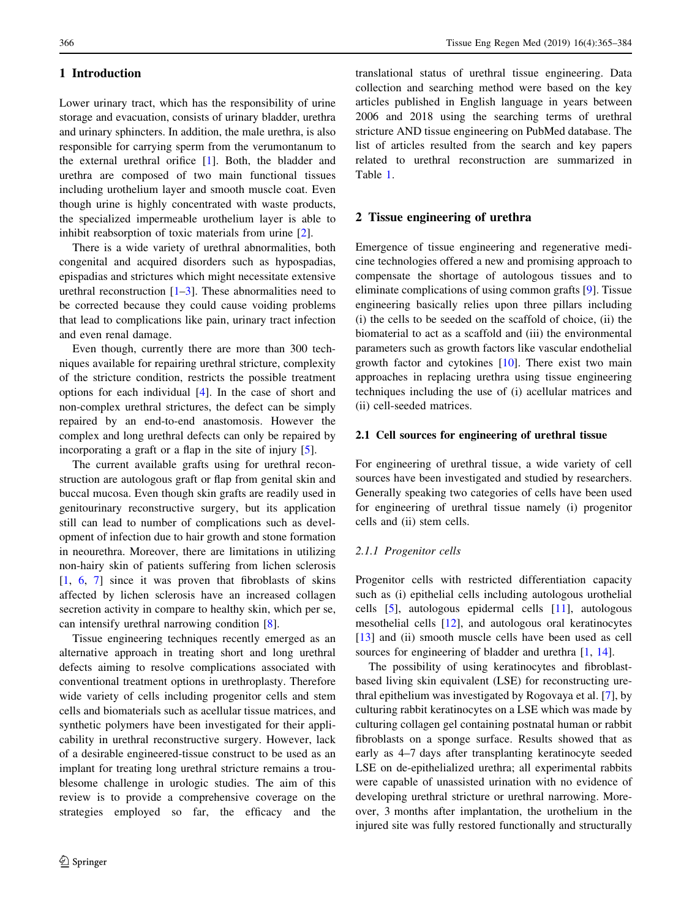## 1 Introduction

Lower urinary tract, which has the responsibility of urine storage and evacuation, consists of urinary bladder, urethra and urinary sphincters. In addition, the male urethra, is also responsible for carrying sperm from the verumontanum to the external urethral orifice [1]. Both, the bladder and urethra are composed of two main functional tissues including urothelium layer and smooth muscle coat. Even though urine is highly concentrated with waste products, the specialized impermeable urothelium layer is able to inhibit reabsorption of toxic materials from urine [2].

There is a wide variety of urethral abnormalities, both congenital and acquired disorders such as hypospadias, epispadias and strictures which might necessitate extensive urethral reconstruction [1–3]. These abnormalities need to be corrected because they could cause voiding problems that lead to complications like pain, urinary tract infection and even renal damage.

Even though, currently there are more than 300 techniques available for repairing urethral stricture, complexity of the stricture condition, restricts the possible treatment options for each individual [4]. In the case of short and non-complex urethral strictures, the defect can be simply repaired by an end-to-end anastomosis. However the complex and long urethral defects can only be repaired by incorporating a graft or a flap in the site of injury [5].

The current available grafts using for urethral reconstruction are autologous graft or flap from genital skin and buccal mucosa. Even though skin grafts are readily used in genitourinary reconstructive surgery, but its application still can lead to number of complications such as development of infection due to hair growth and stone formation in neourethra. Moreover, there are limitations in utilizing non-hairy skin of patients suffering from lichen sclerosis [1, 6, 7] since it was proven that fibroblasts of skins affected by lichen sclerosis have an increased collagen secretion activity in compare to healthy skin, which per se, can intensify urethral narrowing condition [8].

Tissue engineering techniques recently emerged as an alternative approach in treating short and long urethral defects aiming to resolve complications associated with conventional treatment options in urethroplasty. Therefore wide variety of cells including progenitor cells and stem cells and biomaterials such as acellular tissue matrices, and synthetic polymers have been investigated for their applicability in urethral reconstructive surgery. However, lack of a desirable engineered-tissue construct to be used as an implant for treating long urethral stricture remains a troublesome challenge in urologic studies. The aim of this review is to provide a comprehensive coverage on the strategies employed so far, the efficacy and the translational status of urethral tissue engineering. Data collection and searching method were based on the key articles published in English language in years between 2006 and 2018 using the searching terms of urethral stricture AND tissue engineering on PubMed database. The list of articles resulted from the search and key papers related to urethral reconstruction are summarized in Table 1.

## 2 Tissue engineering of urethra

Emergence of tissue engineering and regenerative medicine technologies offered a new and promising approach to compensate the shortage of autologous tissues and to eliminate complications of using common grafts [9]. Tissue engineering basically relies upon three pillars including (i) the cells to be seeded on the scaffold of choice, (ii) the biomaterial to act as a scaffold and (iii) the environmental parameters such as growth factors like vascular endothelial growth factor and cytokines [10]. There exist two main approaches in replacing urethra using tissue engineering techniques including the use of (i) acellular matrices and (ii) cell-seeded matrices.

### 2.1 Cell sources for engineering of urethral tissue

For engineering of urethral tissue, a wide variety of cell sources have been investigated and studied by researchers. Generally speaking two categories of cells have been used for engineering of urethral tissue namely (i) progenitor cells and (ii) stem cells.

#### *2.1.1 Progenitor cells*

Progenitor cells with restricted differentiation capacity such as (i) epithelial cells including autologous urothelial cells [5], autologous epidermal cells [11], autologous mesothelial cells [12], and autologous oral keratinocytes [13] and (ii) smooth muscle cells have been used as cell sources for engineering of bladder and urethra [1, 14].

The possibility of using keratinocytes and fibroblast-based living skin equivalent (LSE) for reconstructing urethral epithelium was investigated by Rogovaya et al. [7], by culturing rabbit keratinocytes on a LSE which was made by culturing collagen gel containing postnatal human or rabbit fibroblasts on a sponge surface. Results showed that as early as 4–7 days after transplanting keratinocyte seeded LSE on de-epithelialized urethra; all experimental rabbits were capable of unassisted urination with no evidence of developing urethral stricture or urethral narrowing. Moreover, 3 months after implantation, the urothelium in the injured site was fully restored functionally and structurally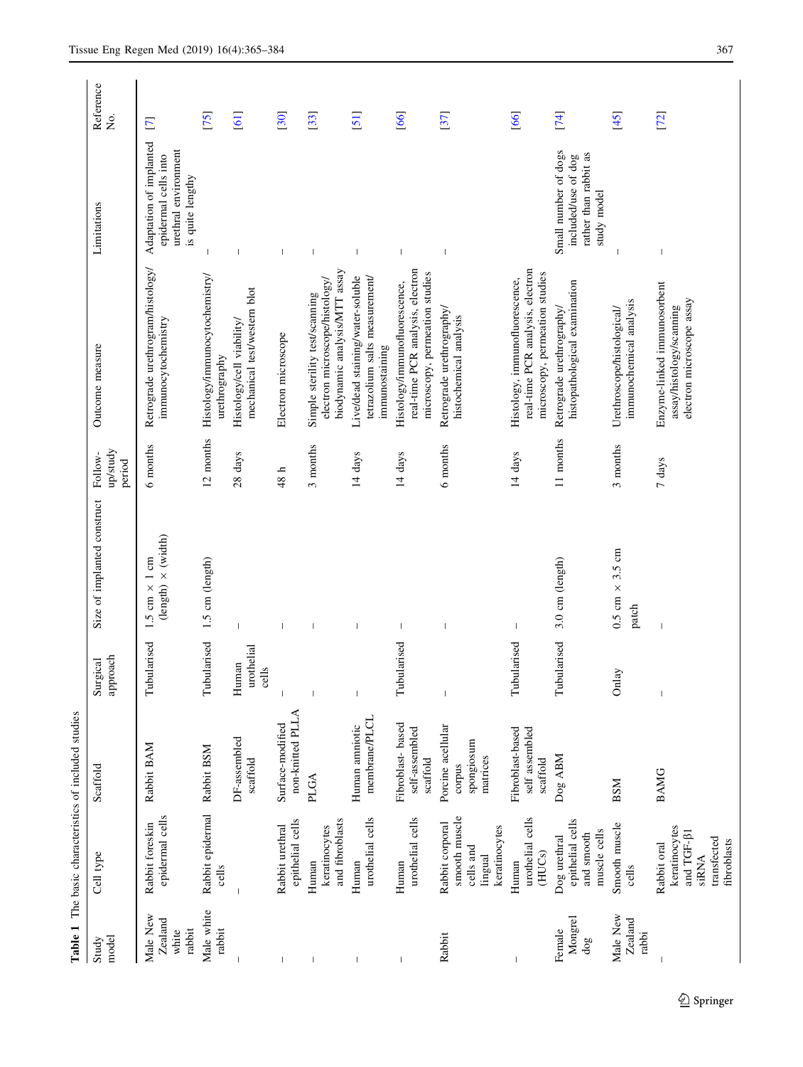**Table 1** The basic characteristics of included studies

| Study model | Cell type | Scaffold | Surgical approach | Size of implanted construct | Follow-up/study period | Outcome measure | Limitations | Reference No. |
|---|---|---|---|---|---|---|---|---|
| Male New Zealand white rabbit | Rabbit foreskin epidermal cells | Rabbit BAM | Tubularised | 1.5 cm × 1 cm (length) × (width) | 6 months | Retrograde urethrogram/histology/immunocytochemistry | Adaptation of implanted epidermal cells into urethral environment is quite lengthy | [7] |
| Male white rabbit | Rabbit epidermal cells | Rabbit BSM | Tubularised | 1.5 cm (length) | 12 months | Histology/immunocytochemistry/urethrography | – | [75] |
| – | – | DF-assembled scaffold | Human urothelial cells | – | 28 days | Histology/cell viability/mechanical test/western blot | – | [61] |
| – | Rabbit urethral epithelial cells | Surface-modified non-knitted PLLA | – | – | 48 h | Electron microscope | – | [30] |
| – | Human keratinocytes and fibroblasts | PLGA | – | – | 3 months | Simple sterility test/scanning electron microscope/histology/biodynamic analysis/MTT assay | – | [33] |
| – | Human urothelial cells | Human amniotic membrane/PLCL | – | – | 14 days | Live/dead staining/water-soluble tetrazolium salts measurement/immunostaining | – | [51] |
| – | Human urothelial cells | Fibroblast- based self-assembled scaffold | Tubularised | – | 14 days | Histology/immunofluorescence, real-time PCR analysis, electron microscopy, permeation studies | – | [66] |
| Rabbit | Rabbit corporal smooth muscle cells and lingual keratinocytes | Porcine acellular corpus spongiosum matrices | – | – | 6 months | Retrograde urethrography/histochemical analysis | – | [37] |
| – | Human urothelial cells (HUCs) | Fibroblast-based self assembled scaffold | Tubularised | – | 14 days | Histology, immunofluorescence, real-time PCR analysis, electron microscopy, permeation studies | | [66] |
| Female Mongrel dog | Dog urethral epithelial cells and smooth muscle cells | Dog ABM | Tubularised | 3.0 cm (length) | 11 months | Retrograde urethrography/histopathological examination | Small number of dogs included/use of dog rather than rabbit as study model | [74] |
| Male New Zealand rabbi | Smooth muscle cells | BSM | Onlay | 0.5 cm × 3.5 cm patch | 3 months | Urethroscope/histological/immunochemical analysis | – | [45] |
| – | Rabbit oral keratinocytes and TGF-β1 siRNA transfected fibroblasts | BAMG | – | – | 7 days | Enzyme-linked immunosorbent assay/histology/scanning electron microscope assay | – | [72] |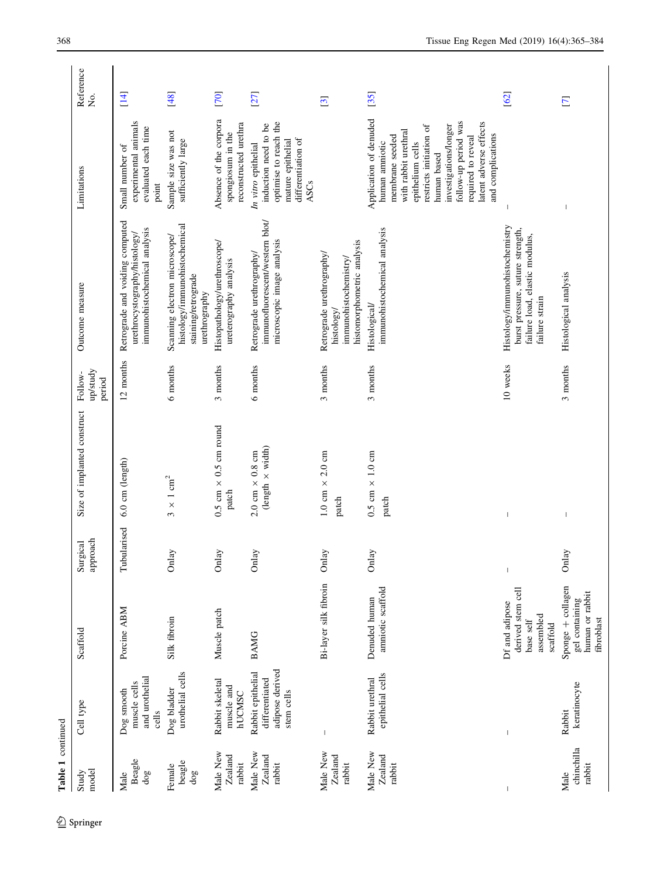**Table 1** continued

| Study model | Cell type | Scaffold | Surgical approach | Size of implanted construct | Follow-up/study period | Outcome measure | Limitations | Reference No. |
|---|---|---|---|---|---|---|---|---|
| Male Beagle dog | Dog smooth muscle cells and urothelial cells | Porcine ABM | Tubularised | 6.0 cm (length) | 12 months | Retrograde and voiding computed urethrocystography/histology/immunohistochemical analysis | Small number of experimental animals evaluated each time point | [14] |
| Female beagle dog | Dog bladder urothelial cells | Silk fibroin | Onlay | $3 \times 1$ cm$^2$ | 6 months | Scanning electron microscope/histology/immunohistochemical staining/retrograde urethrography | Sample size was not sufficiently large | [48] |
| Male New Zealand rabbit | Rabbit skeletal muscle and hUCMSC | Muscle patch | Onlay | 0.5 cm × 0.5 cm round patch | 3 months | Histopathology/urethroscope/ureterography analysis | Absence of the corpora spongiosum in the reconstructed urethra | [70] |
| Male New Zealand rabbit | Rabbit epithelial differentiated adipose derived stem cells | BAMG | Onlay | 2.0 cm × 0.8 cm (length × width) | 6 months | Retrograde urethrography/immunofluorescent/western blot/microscopic image analysis | *In vitro* epithelial induction need to be optimise to reach the mature epithelial differentiation of ASCs | [27] |
| Male New Zealand rabbit | – | Bi-layer silk fibroin | Onlay | 1.0 cm × 2.0 cm patch | 3 months | Retrograde urethrography/histology/immunohistochemistry/histomorphometric analysis | | [3] |
| Male New Zealand rabbit | Rabbit urethral epithelial cells | Denuded human amniotic scaffold | Onlay | 0.5 cm × 1.0 cm patch | 3 months | Histological/immunohistochemical analysis | Application of denuded human amniotic membrane seeded with rabbit urethral epithelium cells restricts initiation of human based investigations/longer follow-up period was required to reveal latent adverse effects and complications | [35] |
| – | – | Df and adipose derived stem cell base self assembled scaffold | – | – | 10 weeks | Histology/immunohistochemistry burst pressure, suture strength, failure load, elastic modulus, failure strain | – | [62] |
| Male chinchilla rabbit | Rabbit keratinocyte | Sponge + collagen gel containing human or rabbit fibroblast | Onlay | – | 3 months | Histological analysis | – | [7] |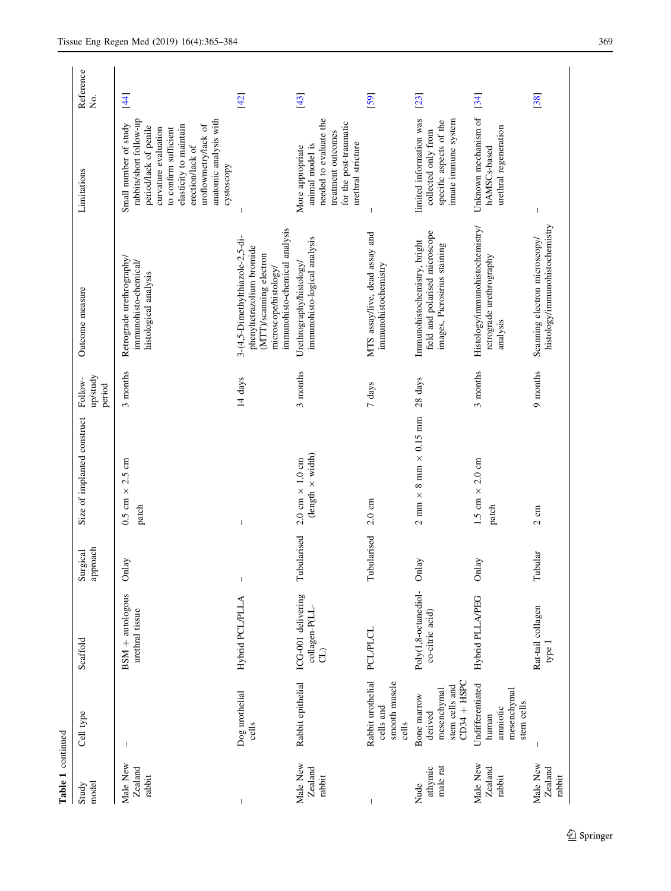Table 1 continued

| Study model | Cell type | Scaffold | Surgical approach | Size of implanted construct | Follow-up/study period | Outcome measure | Limitations | Reference No. |
| --- | --- | --- | --- | --- | --- | --- | --- | --- |
| Male New Zealand rabbit | – | BSM + autologous urethral tissue | Onlay | 0.5 cm × 2.5 cm patch | 3 months | Retrograde urethrography/immunohisto-chemical/histological analysis | Small number of study rabbits/short follow-up period/lack of penile curvature evaluation to confirm sufficient elasticity to maintain erection/lack of uroflowmetry/lack of anatomic analysis with cystoscopy | [44] |
| – | Dog urothelial cells | Hybrid PCL/PLLA | – | – | 14 days | 3-(4,5-Dimethylthiazole-2,5-di-phenyltetrazolium bromide (MTT)/scanning electron microscope/histology/immunohisto-chemical analysis | – | [42] |
| Male New Zealand rabbit | Rabbit epithelial | ICG-001 delivering collagen-P(LL-CL) | Tubularised | 2.0 cm × 1.0 cm (length × width) | 3 months | Urethrography/histology/immunohisto-logical analysis | More appropriate animal model is needed to evaluate the treatment outcomes for the post-traumatic urethral stricture | [43] |
| – | Rabbit urothelial cells and smooth muscle cells | PCL/PLCL | Tubularised | 2.0 cm | 7 days | MTS assay/live, dead assay and immunohistochemistry | – | [59] |
| Nude athymic male rat | Bone marrow derived mesenchymal stem cells and CD34 + HSPC | Poly(1,8-octanediol-co-citric acid) | Onlay | 2 mm × 8 mm × 0.15 mm | 28 days | Immunohistochemistry, bright field and polarised microscope images, Picrosirius staining | limited information was collected only from specific aspects of the innate immune system | [23] |
| Male New Zealand rabbit | Undifferentiated human amniotic mesenchymal stem cells | Hybrid PLLA/PEG | Onlay | 1.5 cm × 2.0 cm patch | 3 months | Histology/immunohistochemistry/retrograde urethrography analysis | Unknown mechanism of hAMSCs-based urethral regeneration | [34] |
| Male New Zealand rabbit | – | Rat-tail collagen type I | Tubular | 2 cm | 9 months | Scanning electron microscopy/histology/immunohistochemistry | – | [38] |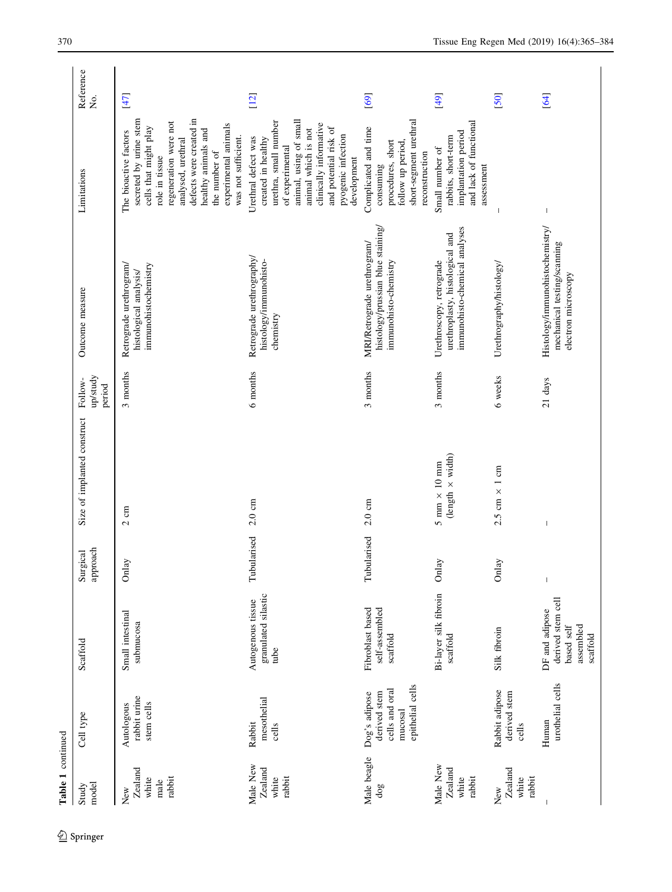**Table 1** continued

| Study model | Cell type | Scaffold | Surgical approach | Size of implanted construct | Follow-up/study period | Outcome measure | Limitations | Reference No. |
|---|---|---|---|---|---|---|---|---|
| New Zealand white male rabbit | Autologous rabbit urine stem cells | Small intestinal submucosa | Onlay | 2 cm | 3 months | Retrograde urethrogram/histological analysis/immunohistochemistry | The bioactive factors secreted by urine stem cells that might play role in tissue regeneration were not analysed, urethral defects were created in healthy animals and the number of experimental animals was not sufficient. | [47] |
| Male New Zealand white rabbit | Rabbit mesothelial cells | Autogenous tissue granulated silastic tube | Tubularised | 2.0 cm | 6 months | Retrograde urethrography/histology/immunohisto-chemistry | Urethral defect was created in healthy urethra, small number of experimental animal, using of small animal which is not clinically informative and potential risk of pyogenic infection development | [12] |
| Male beagle dog | Dog's adipose derived stem cells and oral mucosal epithelial cells | Fibroblast based self-assembled scaffold | Tubularised | 2.0 cm | 3 months | MRI/Retrograde urethrogram/histology/prussian blue staining/immunohisto-chemistry | Complicated and time consuming procedures, short follow up period, short-segment urethral reconstruction | [69] |
| Male New Zealand white rabbit | | Bi-layer silk fibroin scaffold | Onlay | 5 mm × 10 mm (length × width) | 3 months | Urethroscopy, retrograde urethroplasty, histological and immunohisto-chemical analyses | Small number of rabbits, short-term implantation period and lack of functional assessment | [49] |
| New Zealand white rabbit | Rabbit adipose derived stem cells | Silk fibroin | Onlay | 2.5 cm × 1 cm | 6 weeks | Urethrography/histology/ | – | [50] |
| – | Human urothelial cells | DF and adipose derived stem cell based self assembled scaffold | – | – | 21 days | Histology/immunohistochemistry/mechanical testing/scanning electron microscopy | – | [64] |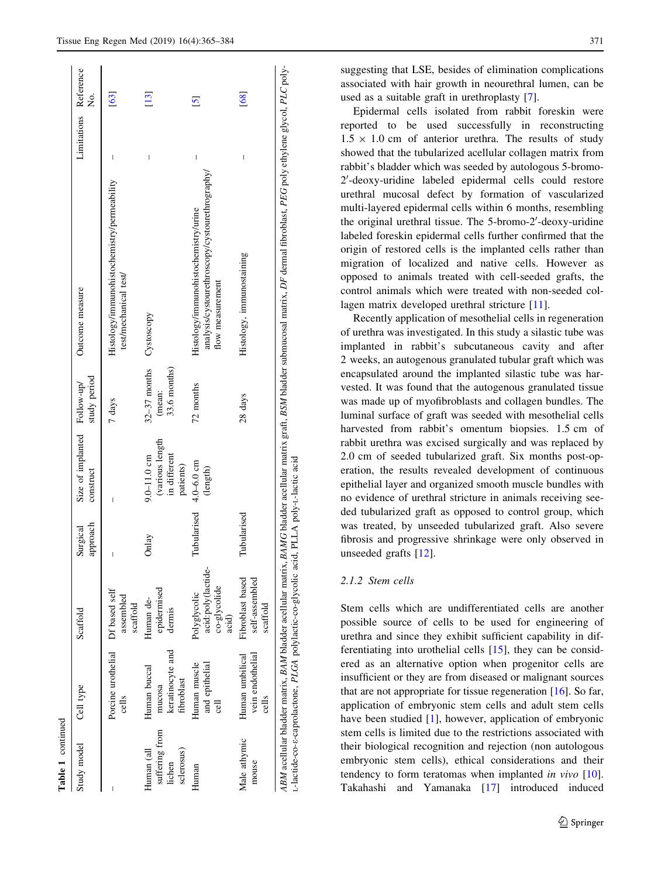**Table 1** continued

| Study model | Cell type | Scaffold | Surgical approach | Size of implanted construct | Follow-up/ study period | Outcome measure | Limitations | Reference No. |
|---|---|---|---|---|---|---|---|---|
| – | Porcine urothelial cells | Df based self assembled scaffold | – | – | 7 days | Histology/immunohistochemistry/permeability test/mechanical test/ | – | [63] |
| Human (all suffering from lichen sclerosus) | Human buccal mucosa keratinocyte and fibroblast | Human de-epidermised dermis | Onlay | 9.0–11.0 cm (various length in different patients) | 32–37 months (mean: 33.6 months) | Cystoscopy | – | [13] |
| Human | Human muscle and epithelial cell | Polyglycolic acid:poly(lactide-co-glycolide acid) | Tubularised | 4.0–6.0 cm (length) | 72 months | Histology/immunohistochemistry/urine analysis/cystourethroscopy/cystourethrography/flow measurement | – | [5] |
| Male athymic mouse | Human umbilical vein endothelial cells | Fibroblast based self-assembled scaffold | Tubularised | | 28 days | Histology, immunostaining | – | [68] |

*ABM* acellular bladder matrix, *BAM* bladder acellular matrix, *BAMG* bladder acellular matrix graft, *BSM* bladder submucosal matrix, *DF* dermal fibroblast, *PEG* poly ethylene glycol, *PLC* poly-L-lactide-co-ε-caprolactone, *PLGA* polylactic-co-glycolic acid, PLLA poly-L-lactic acid

suggesting that LSE, besides of elimination complications associated with hair growth in neourethral lumen, can be used as a suitable graft in urethroplasty [7].

Epidermal cells isolated from rabbit foreskin were reported to be used successfully in reconstructing 1.5 × 1.0 cm of anterior urethra. The results of study showed that the tubularized acellular collagen matrix from rabbit's bladder which was seeded by autologous 5-bromo-2′-deoxy-uridine labeled epidermal cells could restore urethral mucosal defect by formation of vascularized multi-layered epidermal cells within 6 months, resembling the original urethral tissue. The 5-bromo-2′-deoxy-uridine labeled foreskin epidermal cells further confirmed that the origin of restored cells is the implanted cells rather than migration of localized and native cells. However as opposed to animals treated with cell-seeded grafts, the control animals which were treated with non-seeded collagen matrix developed urethral stricture [11].

Recently application of mesothelial cells in regeneration of urethra was investigated. In this study a silastic tube was implanted in rabbit's subcutaneous cavity and after 2 weeks, an autogenous granulated tubular graft which was encapsulated around the implanted silastic tube was harvested. It was found that the autogenous granulated tissue was made up of myofibroblasts and collagen bundles. The luminal surface of graft was seeded with mesothelial cells harvested from rabbit's omentum biopsies. 1.5 cm of rabbit urethra was excised surgically and was replaced by 2.0 cm of seeded tubularized graft. Six months post-operation, the results revealed development of continuous epithelial layer and organized smooth muscle bundles with no evidence of urethral stricture in animals receiving seeded tubularized graft as opposed to control group, which was treated, by unseeded tubularized graft. Also severe fibrosis and progressive shrinkage were only observed in unseeded grafts [12].

### 2.1.2 Stem cells

Stem cells which are undifferentiated cells are another possible source of cells to be used for engineering of urethra and since they exhibit sufficient capability in differentiating into urothelial cells [15], they can be considered as an alternative option when progenitor cells are insufficient or they are from diseased or malignant sources that are not appropriate for tissue regeneration [16]. So far, application of embryonic stem cells and adult stem cells have been studied [1], however, application of embryonic stem cells is limited due to the restrictions associated with their biological recognition and rejection (non autologous embryonic stem cells), ethical considerations and their tendency to form teratomas when implanted *in vivo* [10]. Takahashi and Yamanaka [17] introduced induced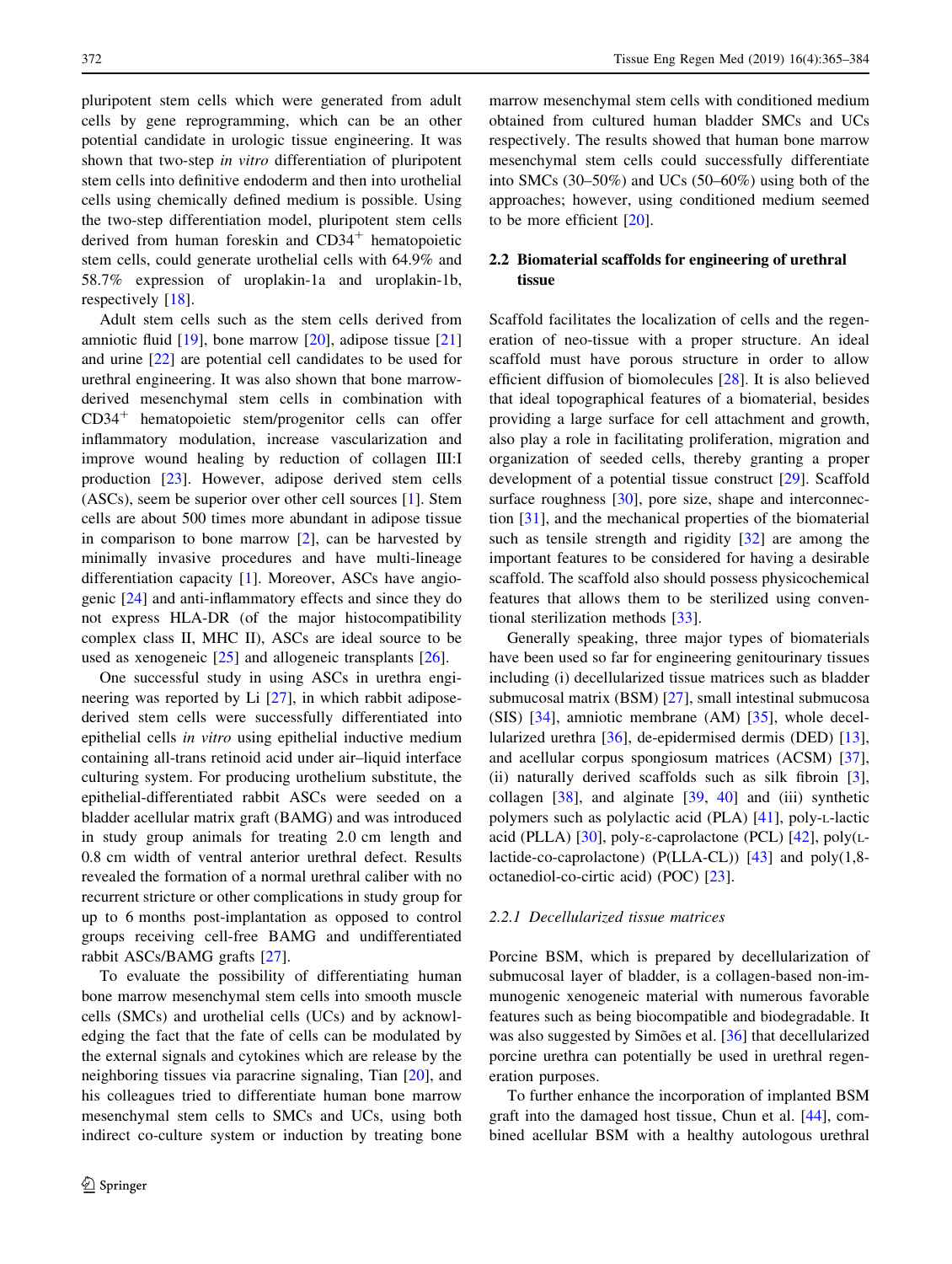pluripotent stem cells which were generated from adult cells by gene reprogramming, which can be an other potential candidate in urologic tissue engineering. It was shown that two-step *in vitro* differentiation of pluripotent stem cells into definitive endoderm and then into urothelial cells using chemically defined medium is possible. Using the two-step differentiation model, pluripotent stem cells derived from human foreskin and $CD34^+$ hematopoietic stem cells, could generate urothelial cells with 64.9% and 58.7% expression of uroplakin-1a and uroplakin-1b, respectively [18].

Adult stem cells such as the stem cells derived from amniotic fluid [19], bone marrow [20], adipose tissue [21] and urine [22] are potential cell candidates to be used for urethral engineering. It was also shown that bone marrow-derived mesenchymal stem cells in combination with $CD34^+$ hematopoietic stem/progenitor cells can offer inflammatory modulation, increase vascularization and improve wound healing by reduction of collagen III:I production [23]. However, adipose derived stem cells (ASCs), seem be superior over other cell sources [1]. Stem cells are about 500 times more abundant in adipose tissue in comparison to bone marrow [2], can be harvested by minimally invasive procedures and have multi-lineage differentiation capacity [1]. Moreover, ASCs have angiogenic [24] and anti-inflammatory effects and since they do not express HLA-DR (of the major histocompatibility complex class II, MHC II), ASCs are ideal source to be used as xenogeneic [25] and allogeneic transplants [26].

One successful study in using ASCs in urethra engineering was reported by Li [27], in which rabbit adipose-derived stem cells were successfully differentiated into epithelial cells *in vitro* using epithelial inductive medium containing all-trans retinoid acid under air–liquid interface culturing system. For producing urothelium substitute, the epithelial-differentiated rabbit ASCs were seeded on a bladder acellular matrix graft (BAMG) and was introduced in study group animals for treating 2.0 cm length and 0.8 cm width of ventral anterior urethral defect. Results revealed the formation of a normal urethral caliber with no recurrent stricture or other complications in study group for up to 6 months post-implantation as opposed to control groups receiving cell-free BAMG and undifferentiated rabbit ASCs/BAMG grafts [27].

To evaluate the possibility of differentiating human bone marrow mesenchymal stem cells into smooth muscle cells (SMCs) and urothelial cells (UCs) and by acknowledging the fact that the fate of cells can be modulated by the external signals and cytokines which are release by the neighboring tissues via paracrine signaling, Tian [20], and his colleagues tried to differentiate human bone marrow mesenchymal stem cells to SMCs and UCs, using both indirect co-culture system or induction by treating bone marrow mesenchymal stem cells with conditioned medium obtained from cultured human bladder SMCs and UCs respectively. The results showed that human bone marrow mesenchymal stem cells could successfully differentiate into SMCs (30–50%) and UCs (50–60%) using both of the approaches; however, using conditioned medium seemed to be more efficient [20].

## 2.2 Biomaterial scaffolds for engineering of urethral tissue

Scaffold facilitates the localization of cells and the regeneration of neo-tissue with a proper structure. An ideal scaffold must have porous structure in order to allow efficient diffusion of biomolecules [28]. It is also believed that ideal topographical features of a biomaterial, besides providing a large surface for cell attachment and growth, also play a role in facilitating proliferation, migration and organization of seeded cells, thereby granting a proper development of a potential tissue construct [29]. Scaffold surface roughness [30], pore size, shape and interconnection [31], and the mechanical properties of the biomaterial such as tensile strength and rigidity [32] are among the important features to be considered for having a desirable scaffold. The scaffold also should possess physicochemical features that allows them to be sterilized using conventional sterilization methods [33].

Generally speaking, three major types of biomaterials have been used so far for engineering genitourinary tissues including (i) decellularized tissue matrices such as bladder submucosal matrix (BSM) [27], small intestinal submucosa (SIS) [34], amniotic membrane (AM) [35], whole decellularized urethra [36], de-epidermised dermis (DED) [13], and acellular corpus spongiosum matrices (ACSM) [37], (ii) naturally derived scaffolds such as silk fibroin [3], collagen [38], and alginate [39, 40] and (iii) synthetic polymers such as polylactic acid (PLA) [41], poly-L-lactic acid (PLLA) [30], poly-ε-caprolactone (PCL) [42], poly(L-lactide-co-caprolactone) (P(LLA-CL)) [43] and poly(1,8-octanediol-co-cirtic acid) (POC) [23].

### 2.2.1 Decellularized tissue matrices

Porcine BSM, which is prepared by decellularization of submucosal layer of bladder, is a collagen-based non-immunogenic xenogeneic material with numerous favorable features such as being biocompatible and biodegradable. It was also suggested by Simões et al. [36] that decellularized porcine urethra can potentially be used in urethral regeneration purposes.

To further enhance the incorporation of implanted BSM graft into the damaged host tissue, Chun et al. [44], combined acellular BSM with a healthy autologous urethral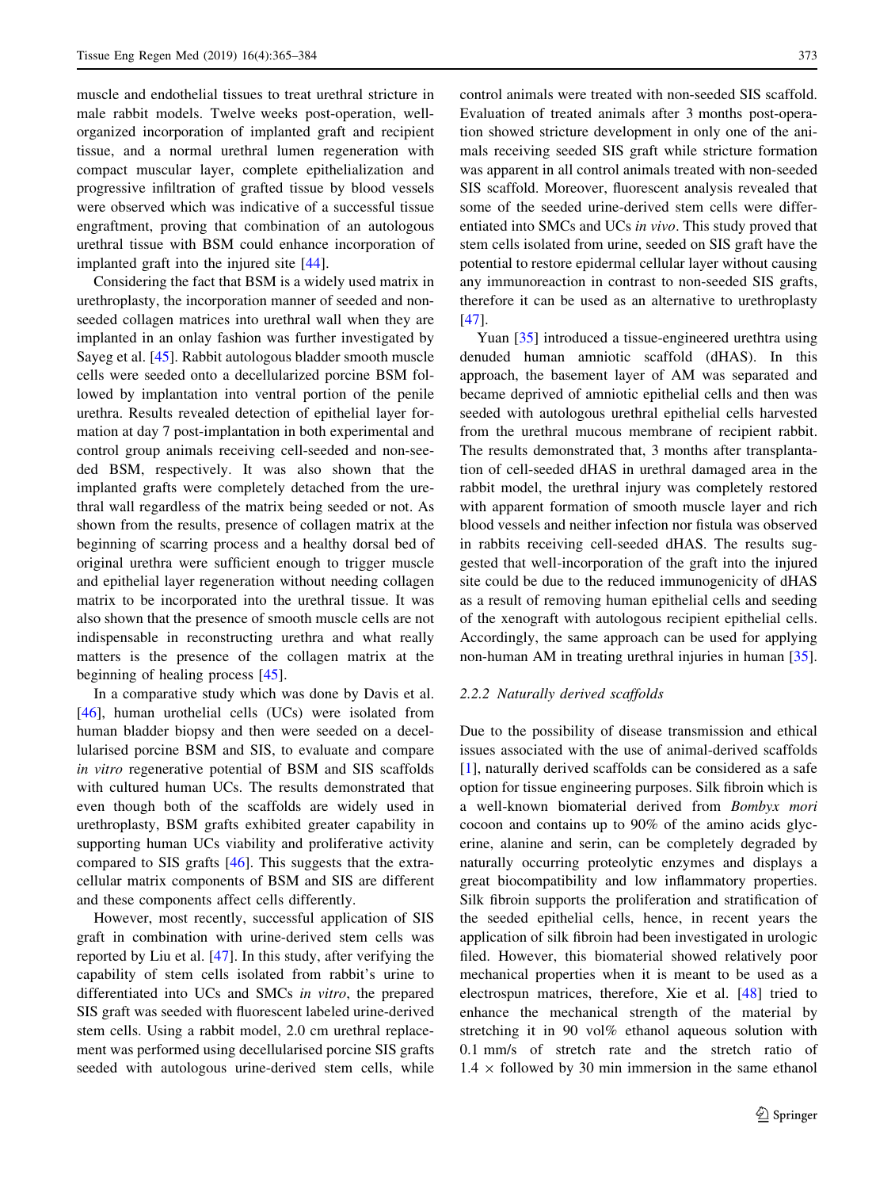muscle and endothelial tissues to treat urethral stricture in male rabbit models. Twelve weeks post-operation, well-organized incorporation of implanted graft and recipient tissue, and a normal urethral lumen regeneration with compact muscular layer, complete epithelialization and progressive infiltration of grafted tissue by blood vessels were observed which was indicative of a successful tissue engraftment, proving that combination of an autologous urethral tissue with BSM could enhance incorporation of implanted graft into the injured site [44].

Considering the fact that BSM is a widely used matrix in urethroplasty, the incorporation manner of seeded and non-seeded collagen matrices into urethral wall when they are implanted in an onlay fashion was further investigated by Sayeg et al. [45]. Rabbit autologous bladder smooth muscle cells were seeded onto a decellularized porcine BSM followed by implantation into ventral portion of the penile urethra. Results revealed detection of epithelial layer formation at day 7 post-implantation in both experimental and control group animals receiving cell-seeded and non-seeded BSM, respectively. It was also shown that the implanted grafts were completely detached from the urethral wall regardless of the matrix being seeded or not. As shown from the results, presence of collagen matrix at the beginning of scarring process and a healthy dorsal bed of original urethra were sufficient enough to trigger muscle and epithelial layer regeneration without needing collagen matrix to be incorporated into the urethral tissue. It was also shown that the presence of smooth muscle cells are not indispensable in reconstructing urethra and what really matters is the presence of the collagen matrix at the beginning of healing process [45].

In a comparative study which was done by Davis et al. [46], human urothelial cells (UCs) were isolated from human bladder biopsy and then were seeded on a decellularised porcine BSM and SIS, to evaluate and compare *in vitro* regenerative potential of BSM and SIS scaffolds with cultured human UCs. The results demonstrated that even though both of the scaffolds are widely used in urethroplasty, BSM grafts exhibited greater capability in supporting human UCs viability and proliferative activity compared to SIS grafts [46]. This suggests that the extracellular matrix components of BSM and SIS are different and these components affect cells differently.

However, most recently, successful application of SIS graft in combination with urine-derived stem cells was reported by Liu et al. [47]. In this study, after verifying the capability of stem cells isolated from rabbit's urine to differentiated into UCs and SMCs *in vitro*, the prepared SIS graft was seeded with fluorescent labeled urine-derived stem cells. Using a rabbit model, 2.0 cm urethral replacement was performed using decellularised porcine SIS grafts seeded with autologous urine-derived stem cells, while control animals were treated with non-seeded SIS scaffold. Evaluation of treated animals after 3 months post-operation showed stricture development in only one of the animals receiving seeded SIS graft while stricture formation was apparent in all control animals treated with non-seeded SIS scaffold. Moreover, fluorescent analysis revealed that some of the seeded urine-derived stem cells were differentiated into SMCs and UCs *in vivo*. This study proved that stem cells isolated from urine, seeded on SIS graft have the potential to restore epidermal cellular layer without causing any immunoreaction in contrast to non-seeded SIS grafts, therefore it can be used as an alternative to urethroplasty [47].

Yuan [35] introduced a tissue-engineered urethra using denuded human amniotic scaffold (dHAS). In this approach, the basement layer of AM was separated and became deprived of amniotic epithelial cells and then was seeded with autologous urethral epithelial cells harvested from the urethral mucous membrane of recipient rabbit. The results demonstrated that, 3 months after transplantation of cell-seeded dHAS in urethral damaged area in the rabbit model, the urethral injury was completely restored with apparent formation of smooth muscle layer and rich blood vessels and neither infection nor fistula was observed in rabbits receiving cell-seeded dHAS. The results suggested that well-incorporation of the graft into the injured site could be due to the reduced immunogenicity of dHAS as a result of removing human epithelial cells and seeding of the xenograft with autologous recipient epithelial cells. Accordingly, the same approach can be used for applying non-human AM in treating urethral injuries in human [35].

### 2.2.2 Naturally derived scaffolds

Due to the possibility of disease transmission and ethical issues associated with the use of animal-derived scaffolds [1], naturally derived scaffolds can be considered as a safe option for tissue engineering purposes. Silk fibroin which is a well-known biomaterial derived from *Bombyx mori* cocoon and contains up to 90% of the amino acids glycerine, alanine and serin, can be completely degraded by naturally occurring proteolytic enzymes and displays a great biocompatibility and low inflammatory properties. Silk fibroin supports the proliferation and stratification of the seeded epithelial cells, hence, in recent years the application of silk fibroin had been investigated in urologic filed. However, this biomaterial showed relatively poor mechanical properties when it is meant to be used as a electrospun matrices, therefore, Xie et al. [48] tried to enhance the mechanical strength of the material by stretching it in 90 vol% ethanol aqueous solution with 0.1 mm/s of stretch rate and the stretch ratio of 1.4 × followed by 30 min immersion in the same ethanol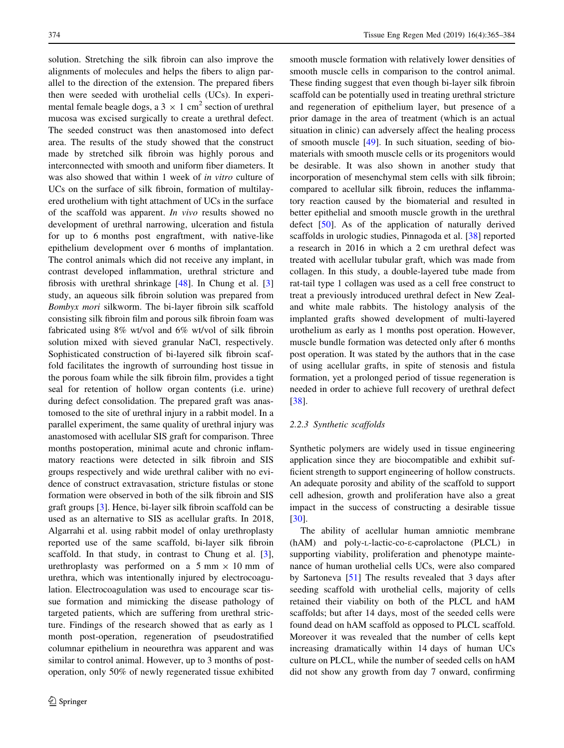solution. Stretching the silk fibroin can also improve the alignments of molecules and helps the fibers to align parallel to the direction of the extension. The prepared fibers then were seeded with urothelial cells (UCs). In experimental female beagle dogs, a 3 × 1 $cm^2$ section of urethral mucosa was excised surgically to create a urethral defect. The seeded construct was then anastomosed into defect area. The results of the study showed that the construct made by stretched silk fibroin was highly porous and interconnected with smooth and uniform fiber diameters. It was also showed that within 1 week of *in vitro* culture of UCs on the surface of silk fibroin, formation of multilayered urothelium with tight attachment of UCs in the surface of the scaffold was apparent. *In vivo* results showed no development of urethral narrowing, ulceration and fistula for up to 6 months post engraftment, with native-like epithelium development over 6 months of implantation. The control animals which did not receive any implant, in contrast developed inflammation, urethral stricture and fibrosis with urethral shrinkage [48]. In Chung et al. [3] study, an aqueous silk fibroin solution was prepared from *Bombyx mori* silkworm. The bi-layer fibroin silk scaffold consisting silk fibroin film and porous silk fibroin foam was fabricated using 8% wt/vol and 6% wt/vol of silk fibroin solution mixed with sieved granular NaCl, respectively. Sophisticated construction of bi-layered silk fibroin scaffold facilitates the ingrowth of surrounding host tissue in the porous foam while the silk fibroin film, provides a tight seal for retention of hollow organ contents (i.e. urine) during defect consolidation. The prepared graft was anastomosed to the site of urethral injury in a rabbit model. In a parallel experiment, the same quality of urethral injury was anastomosed with acellular SIS graft for comparison. Three months postoperation, minimal acute and chronic inflammatory reactions were detected in silk fibroin and SIS groups respectively and wide urethral caliber with no evidence of construct extravasation, stricture fistulas or stone formation were observed in both of the silk fibroin and SIS graft groups [3]. Hence, bi-layer silk fibroin scaffold can be used as an alternative to SIS as acellular grafts. In 2018, Algarrahi et al. using rabbit model of onlay urethroplasty reported use of the same scaffold, bi-layer silk fibroin scaffold. In that study, in contrast to Chung et al. [3], urethroplasty was performed on a 5 mm × 10 mm of urethra, which was intentionally injured by electrocoagulation. Electrocoagulation was used to encourage scar tissue formation and mimicking the disease pathology of targeted patients, which are suffering from urethral stricture. Findings of the research showed that as early as 1 month post-operation, regeneration of pseudostratified columnar epithelium in neourethra was apparent and was similar to control animal. However, up to 3 months of post-operation, only 50% of newly regenerated tissue exhibited smooth muscle formation with relatively lower densities of smooth muscle cells in comparison to the control animal. These finding suggest that even though bi-layer silk fibroin scaffold can be potentially used in treating urethral stricture and regeneration of epithelium layer, but presence of a prior damage in the area of treatment (which is an actual situation in clinic) can adversely affect the healing process of smooth muscle [49]. In such situation, seeding of biomaterials with smooth muscle cells or its progenitors would be desirable. It was also shown in another study that incorporation of mesenchymal stem cells with silk fibroin; compared to acellular silk fibroin, reduces the inflammatory reaction caused by the biomaterial and resulted in better epithelial and smooth muscle growth in the urethral defect [50]. As of the application of naturally derived scaffolds in urologic studies, Pinnagoda et al. [38] reported a research in 2016 in which a 2 cm urethral defect was treated with acellular tubular graft, which was made from collagen. In this study, a double-layered tube made from rat-tail type 1 collagen was used as a cell free construct to treat a previously introduced urethral defect in New Zealand white male rabbits. The histology analysis of the implanted grafts showed development of multi-layered urothelium as early as 1 months post operation. However, muscle bundle formation was detected only after 6 months post operation. It was stated by the authors that in the case of using acellular grafts, in spite of stenosis and fistula formation, yet a prolonged period of tissue regeneration is needed in order to achieve full recovery of urethral defect [38].

### 2.2.3 Synthetic scaffolds

Synthetic polymers are widely used in tissue engineering application since they are biocompatible and exhibit sufficient strength to support engineering of hollow constructs. An adequate porosity and ability of the scaffold to support cell adhesion, growth and proliferation have also a great impact in the success of constructing a desirable tissue [30].

The ability of acellular human amniotic membrane (hAM) and poly-L-lactic-co-ε-caprolactone (PLCL) in supporting viability, proliferation and phenotype maintenance of human urothelial cells UCs, were also compared by Sartoneva [51] The results revealed that 3 days after seeding scaffold with urothelial cells, majority of cells retained their viability on both of the PLCL and hAM scaffolds; but after 14 days, most of the seeded cells were found dead on hAM scaffold as opposed to PLCL scaffold. Moreover it was revealed that the number of cells kept increasing dramatically within 14 days of human UCs culture on PLCL, while the number of seeded cells on hAM did not show any growth from day 7 onward, confirming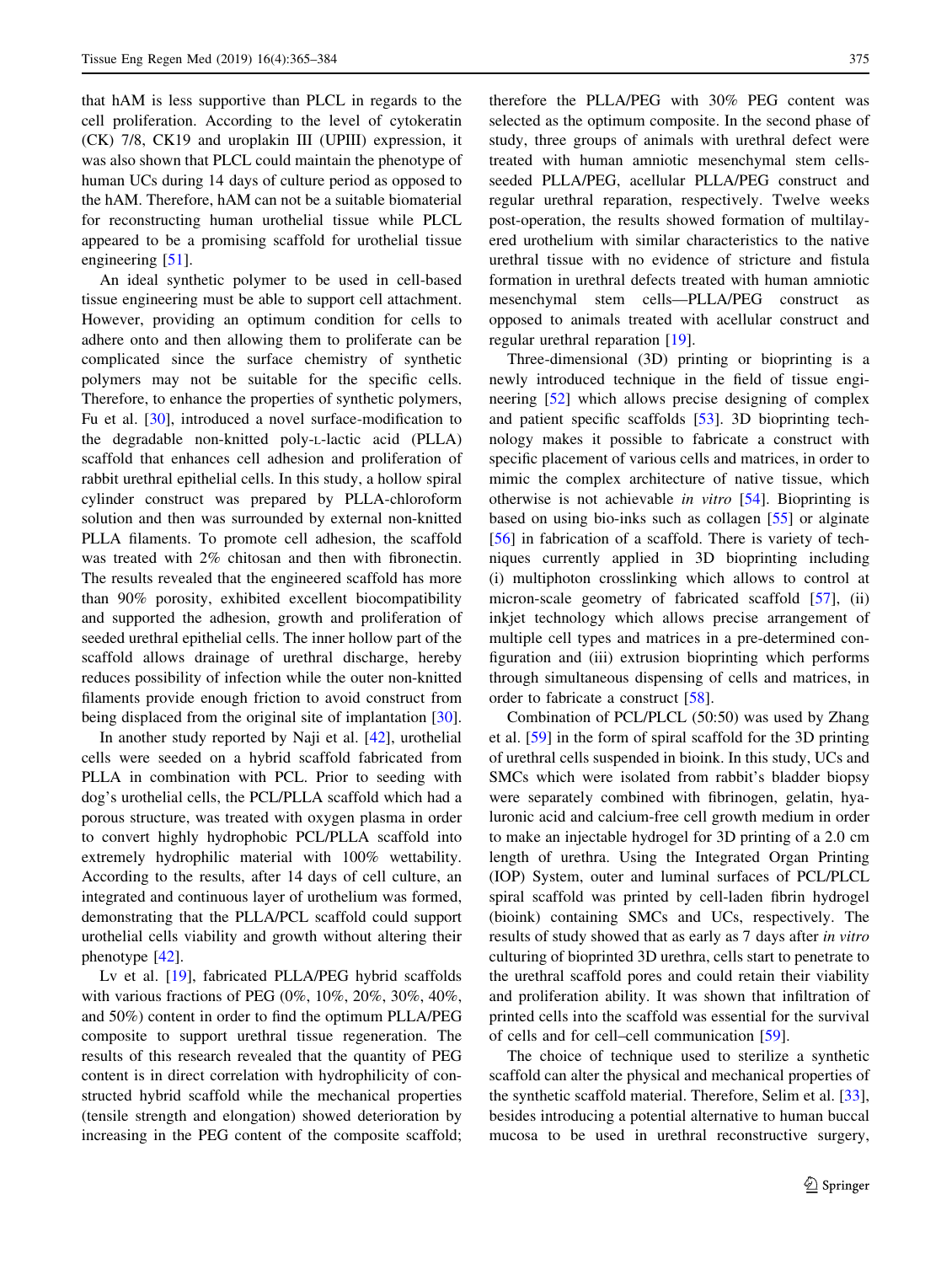that hAM is less supportive than PLCL in regards to the cell proliferation. According to the level of cytokeratin (CK) 7/8, CK19 and uroplakin III (UPIII) expression, it was also shown that PLCL could maintain the phenotype of human UCs during 14 days of culture period as opposed to the hAM. Therefore, hAM can not be a suitable biomaterial for reconstructing human urothelial tissue while PLCL appeared to be a promising scaffold for urothelial tissue engineering [51].

An ideal synthetic polymer to be used in cell-based tissue engineering must be able to support cell attachment. However, providing an optimum condition for cells to adhere onto and then allowing them to proliferate can be complicated since the surface chemistry of synthetic polymers may not be suitable for the specific cells. Therefore, to enhance the properties of synthetic polymers, Fu et al. [30], introduced a novel surface-modification to the degradable non-knitted poly-L-lactic acid (PLLA) scaffold that enhances cell adhesion and proliferation of rabbit urethral epithelial cells. In this study, a hollow spiral cylinder construct was prepared by PLLA-chloroform solution and then was surrounded by external non-knitted PLLA filaments. To promote cell adhesion, the scaffold was treated with 2% chitosan and then with fibronectin. The results revealed that the engineered scaffold has more than 90% porosity, exhibited excellent biocompatibility and supported the adhesion, growth and proliferation of seeded urethral epithelial cells. The inner hollow part of the scaffold allows drainage of urethral discharge, hereby reduces possibility of infection while the outer non-knitted filaments provide enough friction to avoid construct from being displaced from the original site of implantation [30].

In another study reported by Naji et al. [42], urothelial cells were seeded on a hybrid scaffold fabricated from PLLA in combination with PCL. Prior to seeding with dog's urothelial cells, the PCL/PLLA scaffold which had a porous structure, was treated with oxygen plasma in order to convert highly hydrophobic PCL/PLLA scaffold into extremely hydrophilic material with 100% wettability. According to the results, after 14 days of cell culture, an integrated and continuous layer of urothelium was formed, demonstrating that the PLLA/PCL scaffold could support urothelial cells viability and growth without altering their phenotype [42].

Lv et al. [19], fabricated PLLA/PEG hybrid scaffolds with various fractions of PEG (0%, 10%, 20%, 30%, 40%, and 50%) content in order to find the optimum PLLA/PEG composite to support urethral tissue regeneration. The results of this research revealed that the quantity of PEG content is in direct correlation with hydrophilicity of constructed hybrid scaffold while the mechanical properties (tensile strength and elongation) showed deterioration by increasing in the PEG content of the composite scaffold; therefore the PLLA/PEG with 30% PEG content was selected as the optimum composite. In the second phase of study, three groups of animals with urethral defect were treated with human amniotic mesenchymal stem cells-seeded PLLA/PEG, acellular PLLA/PEG construct and regular urethral reparation, respectively. Twelve weeks post-operation, the results showed formation of multilayered urothelium with similar characteristics to the native urethral tissue with no evidence of stricture and fistula formation in urethral defects treated with human amniotic mesenchymal stem cells—PLLA/PEG construct as opposed to animals treated with acellular construct and regular urethral reparation [19].

Three-dimensional (3D) printing or bioprinting is a newly introduced technique in the field of tissue engineering [52] which allows precise designing of complex and patient specific scaffolds [53]. 3D bioprinting technology makes it possible to fabricate a construct with specific placement of various cells and matrices, in order to mimic the complex architecture of native tissue, which otherwise is not achievable *in vitro* [54]. Bioprinting is based on using bio-inks such as collagen [55] or alginate [56] in fabrication of a scaffold. There is variety of techniques currently applied in 3D bioprinting including (i) multiphoton crosslinking which allows to control at micron-scale geometry of fabricated scaffold [57], (ii) inkjet technology which allows precise arrangement of multiple cell types and matrices in a pre-determined configuration and (iii) extrusion bioprinting which performs through simultaneous dispensing of cells and matrices, in order to fabricate a construct [58].

Combination of PCL/PLCL (50:50) was used by Zhang et al. [59] in the form of spiral scaffold for the 3D printing of urethral cells suspended in bioink. In this study, UCs and SMCs which were isolated from rabbit's bladder biopsy were separately combined with fibrinogen, gelatin, hyaluronic acid and calcium-free cell growth medium in order to make an injectable hydrogel for 3D printing of a 2.0 cm length of urethra. Using the Integrated Organ Printing (IOP) System, outer and luminal surfaces of PCL/PLCL spiral scaffold was printed by cell-laden fibrin hydrogel (bioink) containing SMCs and UCs, respectively. The results of study showed that as early as 7 days after *in vitro* culturing of bioprinted 3D urethra, cells start to penetrate to the urethral scaffold pores and could retain their viability and proliferation ability. It was shown that infiltration of printed cells into the scaffold was essential for the survival of cells and for cell–cell communication [59].

The choice of technique used to sterilize a synthetic scaffold can alter the physical and mechanical properties of the synthetic scaffold material. Therefore, Selim et al. [33], besides introducing a potential alternative to human buccal mucosa to be used in urethral reconstructive surgery,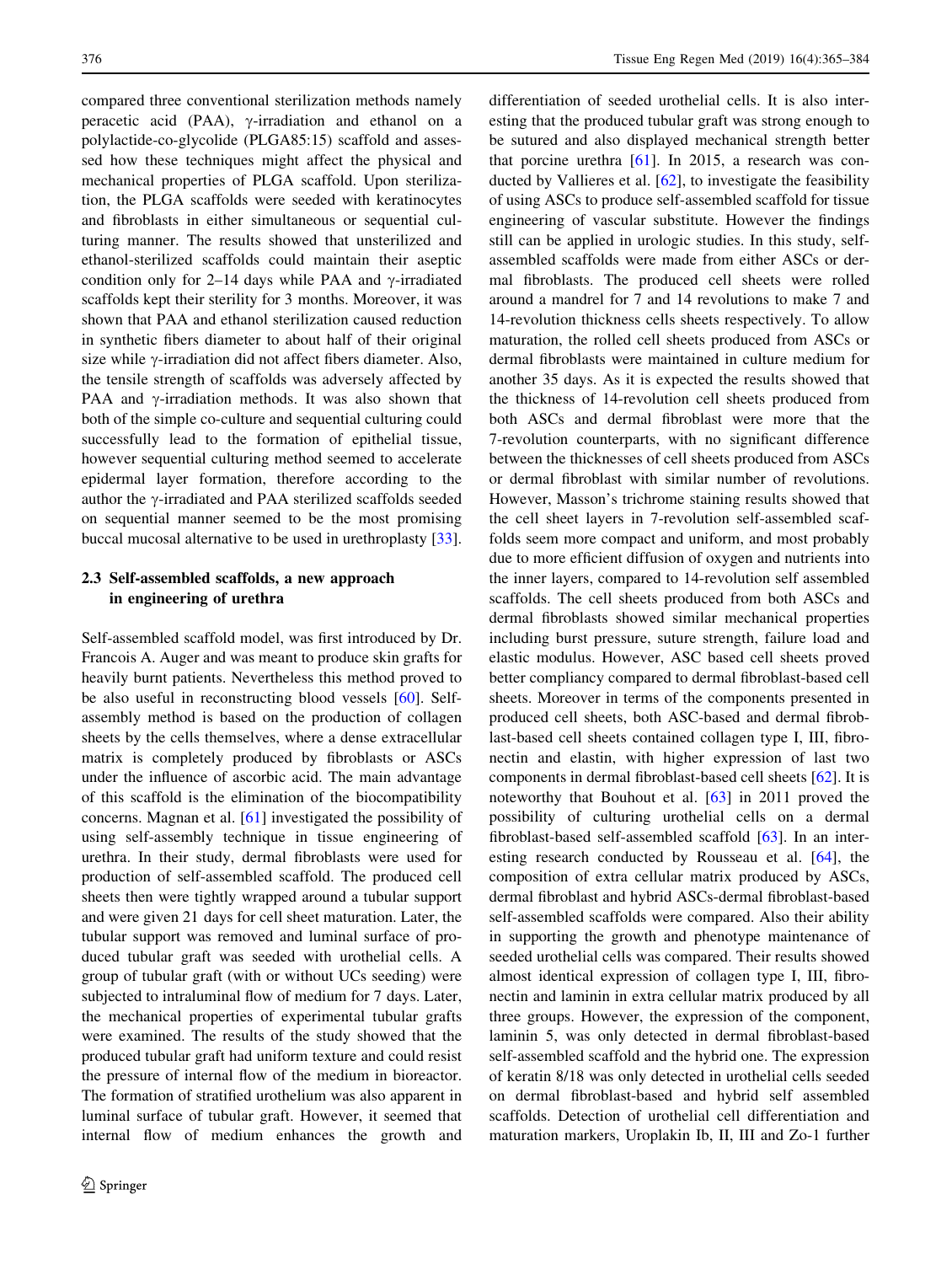compared three conventional sterilization methods namely peracetic acid (PAA), γ-irradiation and ethanol on a polylactide-co-glycolide (PLGA85:15) scaffold and assessed how these techniques might affect the physical and mechanical properties of PLGA scaffold. Upon sterilization, the PLGA scaffolds were seeded with keratinocytes and fibroblasts in either simultaneous or sequential culturing manner. The results showed that unsterilized and ethanol-sterilized scaffolds could maintain their aseptic condition only for 2–14 days while PAA and γ-irradiated scaffolds kept their sterility for 3 months. Moreover, it was shown that PAA and ethanol sterilization caused reduction in synthetic fibers diameter to about half of their original size while γ-irradiation did not affect fibers diameter. Also, the tensile strength of scaffolds was adversely affected by PAA and γ-irradiation methods. It was also shown that both of the simple co-culture and sequential culturing could successfully lead to the formation of epithelial tissue, however sequential culturing method seemed to accelerate epidermal layer formation, therefore according to the author the γ-irradiated and PAA sterilized scaffolds seeded on sequential manner seemed to be the most promising buccal mucosal alternative to be used in urethroplasty [33].

### 2.3 Self-assembled scaffolds, a new approach in engineering of urethra

Self-assembled scaffold model, was first introduced by Dr. Francois A. Auger and was meant to produce skin grafts for heavily burnt patients. Nevertheless this method proved to be also useful in reconstructing blood vessels [60]. Self-assembly method is based on the production of collagen sheets by the cells themselves, where a dense extracellular matrix is completely produced by fibroblasts or ASCs under the influence of ascorbic acid. The main advantage of this scaffold is the elimination of the biocompatibility concerns. Magnan et al. [61] investigated the possibility of using self-assembly technique in tissue engineering of urethra. In their study, dermal fibroblasts were used for production of self-assembled scaffold. The produced cell sheets then were tightly wrapped around a tubular support and were given 21 days for cell sheet maturation. Later, the tubular support was removed and luminal surface of produced tubular graft was seeded with urothelial cells. A group of tubular graft (with or without UCs seeding) were subjected to intraluminal flow of medium for 7 days. Later, the mechanical properties of experimental tubular grafts were examined. The results of the study showed that the produced tubular graft had uniform texture and could resist the pressure of internal flow of the medium in bioreactor. The formation of stratified urothelium was also apparent in luminal surface of tubular graft. However, it seemed that internal flow of medium enhances the growth and differentiation of seeded urothelial cells. It is also interesting that the produced tubular graft was strong enough to be sutured and also displayed mechanical strength better that porcine urethra [61]. In 2015, a research was conducted by Vallieres et al. [62], to investigate the feasibility of using ASCs to produce self-assembled scaffold for tissue engineering of vascular substitute. However the findings still can be applied in urologic studies. In this study, self-assembled scaffolds were made from either ASCs or dermal fibroblasts. The produced cell sheets were rolled around a mandrel for 7 and 14 revolutions to make 7 and 14-revolution thickness cells sheets respectively. To allow maturation, the rolled cell sheets produced from ASCs or dermal fibroblasts were maintained in culture medium for another 35 days. As it is expected the results showed that the thickness of 14-revolution cell sheets produced from both ASCs and dermal fibroblast were more that the 7-revolution counterparts, with no significant difference between the thicknesses of cell sheets produced from ASCs or dermal fibroblast with similar number of revolutions. However, Masson's trichrome staining results showed that the cell sheet layers in 7-revolution self-assembled scaffolds seem more compact and uniform, and most probably due to more efficient diffusion of oxygen and nutrients into the inner layers, compared to 14-revolution self assembled scaffolds. The cell sheets produced from both ASCs and dermal fibroblasts showed similar mechanical properties including burst pressure, suture strength, failure load and elastic modulus. However, ASC based cell sheets proved better compliancy compared to dermal fibroblast-based cell sheets. Moreover in terms of the components presented in produced cell sheets, both ASC-based and dermal fibroblast-based cell sheets contained collagen type I, III, fibronectin and elastin, with higher expression of last two components in dermal fibroblast-based cell sheets [62]. It is noteworthy that Bouhout et al. [63] in 2011 proved the possibility of culturing urothelial cells on a dermal fibroblast-based self-assembled scaffold [63]. In an interesting research conducted by Rousseau et al. [64], the composition of extra cellular matrix produced by ASCs, dermal fibroblast and hybrid ASCs-dermal fibroblast-based self-assembled scaffolds were compared. Also their ability in supporting the growth and phenotype maintenance of seeded urothelial cells was compared. Their results showed almost identical expression of collagen type I, III, fibronectin and laminin in extra cellular matrix produced by all three groups. However, the expression of the component, laminin 5, was only detected in dermal fibroblast-based self-assembled scaffold and the hybrid one. The expression of keratin 8/18 was only detected in urothelial cells seeded on dermal fibroblast-based and hybrid self assembled scaffolds. Detection of urothelial cell differentiation and maturation markers, Uroplakin Ib, II, III and Zo-1 further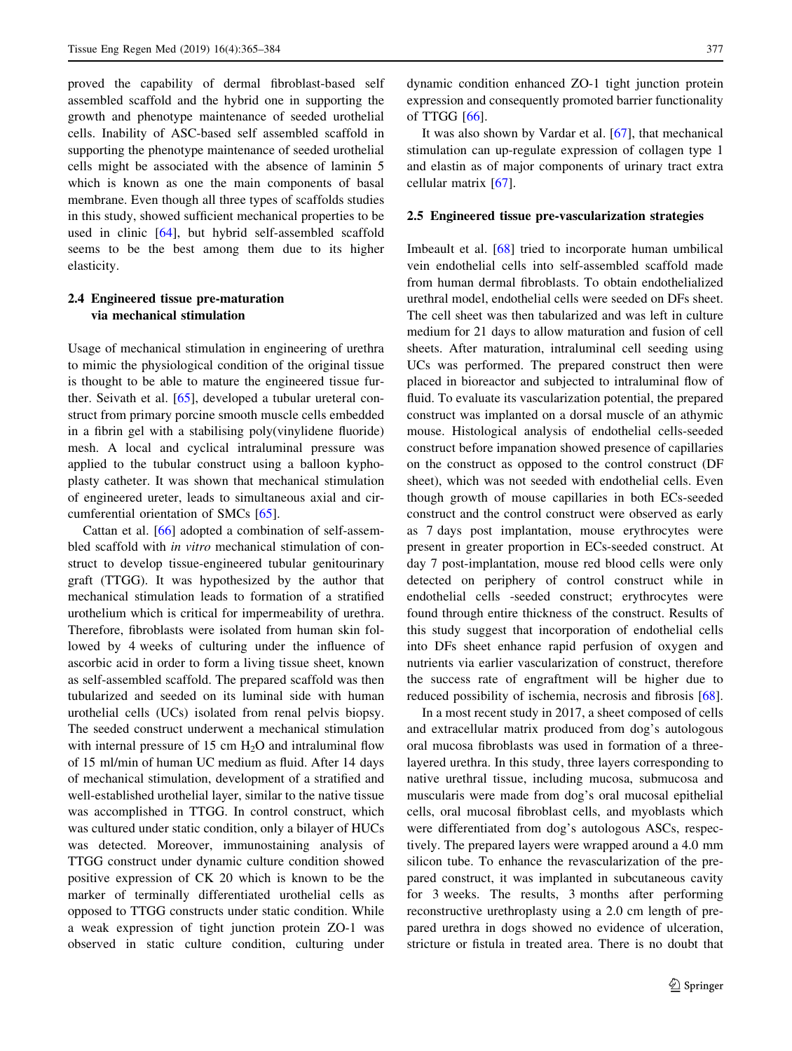proved the capability of dermal fibroblast-based self assembled scaffold and the hybrid one in supporting the growth and phenotype maintenance of seeded urothelial cells. Inability of ASC-based self assembled scaffold in supporting the phenotype maintenance of seeded urothelial cells might be associated with the absence of laminin 5 which is known as one the main components of basal membrane. Even though all three types of scaffolds studies in this study, showed sufficient mechanical properties to be used in clinic [64], but hybrid self-assembled scaffold seems to be the best among them due to its higher elasticity.

### 2.4 Engineered tissue pre-maturation via mechanical stimulation

Usage of mechanical stimulation in engineering of urethra to mimic the physiological condition of the original tissue is thought to be able to mature the engineered tissue further. Seivath et al. [65], developed a tubular ureteral construct from primary porcine smooth muscle cells embedded in a fibrin gel with a stabilising poly(vinylidene fluoride) mesh. A local and cyclical intraluminal pressure was applied to the tubular construct using a balloon kyphoplasty catheter. It was shown that mechanical stimulation of engineered ureter, leads to simultaneous axial and circumferential orientation of SMCs [65].

Cattan et al. [66] adopted a combination of self-assembled scaffold with *in vitro* mechanical stimulation of construct to develop tissue-engineered tubular genitourinary graft (TTGG). It was hypothesized by the author that mechanical stimulation leads to formation of a stratified urothelium which is critical for impermeability of urethra. Therefore, fibroblasts were isolated from human skin followed by 4 weeks of culturing under the influence of ascorbic acid in order to form a living tissue sheet, known as self-assembled scaffold. The prepared scaffold was then tubularized and seeded on its luminal side with human urothelial cells (UCs) isolated from renal pelvis biopsy. The seeded construct underwent a mechanical stimulation with internal pressure of 15 cm $H_2O$ and intraluminal flow of 15 ml/min of human UC medium as fluid. After 14 days of mechanical stimulation, development of a stratified and well-established urothelial layer, similar to the native tissue was accomplished in TTGG. In control construct, which was cultured under static condition, only a bilayer of HUCs was detected. Moreover, immunostaining analysis of TTGG construct under dynamic culture condition showed positive expression of CK 20 which is known to be the marker of terminally differentiated urothelial cells as opposed to TTGG constructs under static condition. While a weak expression of tight junction protein ZO-1 was observed in static culture condition, culturing under dynamic condition enhanced ZO-1 tight junction protein expression and consequently promoted barrier functionality of TTGG [66].

It was also shown by Vardar et al. [67], that mechanical stimulation can up-regulate expression of collagen type 1 and elastin as of major components of urinary tract extra cellular matrix [67].

### 2.5 Engineered tissue pre-vascularization strategies

Imbeault et al. [68] tried to incorporate human umbilical vein endothelial cells into self-assembled scaffold made from human dermal fibroblasts. To obtain endothelialized urethral model, endothelial cells were seeded on DFs sheet. The cell sheet was then tabularized and was left in culture medium for 21 days to allow maturation and fusion of cell sheets. After maturation, intraluminal cell seeding using UCs was performed. The prepared construct then were placed in bioreactor and subjected to intraluminal flow of fluid. To evaluate its vascularization potential, the prepared construct was implanted on a dorsal muscle of an athymic mouse. Histological analysis of endothelial cells-seeded construct before impanation showed presence of capillaries on the construct as opposed to the control construct (DF sheet), which was not seeded with endothelial cells. Even though growth of mouse capillaries in both ECs-seeded construct and the control construct were observed as early as 7 days post implantation, mouse erythrocytes were present in greater proportion in ECs-seeded construct. At day 7 post-implantation, mouse red blood cells were only detected on periphery of control construct while in endothelial cells -seeded construct; erythrocytes were found through entire thickness of the construct. Results of this study suggest that incorporation of endothelial cells into DFs sheet enhance rapid perfusion of oxygen and nutrients via earlier vascularization of construct, therefore the success rate of engraftment will be higher due to reduced possibility of ischemia, necrosis and fibrosis [68].

In a most recent study in 2017, a sheet composed of cells and extracellular matrix produced from dog's autologous oral mucosa fibroblasts was used in formation of a three-layered urethra. In this study, three layers corresponding to native urethral tissue, including mucosa, submucosa and muscularis were made from dog's oral mucosal epithelial cells, oral mucosal fibroblast cells, and myoblasts which were differentiated from dog's autologous ASCs, respectively. The prepared layers were wrapped around a 4.0 mm silicon tube. To enhance the revascularization of the prepared construct, it was implanted in subcutaneous cavity for 3 weeks. The results, 3 months after performing reconstructive urethroplasty using a 2.0 cm length of prepared urethra in dogs showed no evidence of ulceration, stricture or fistula in treated area. There is no doubt that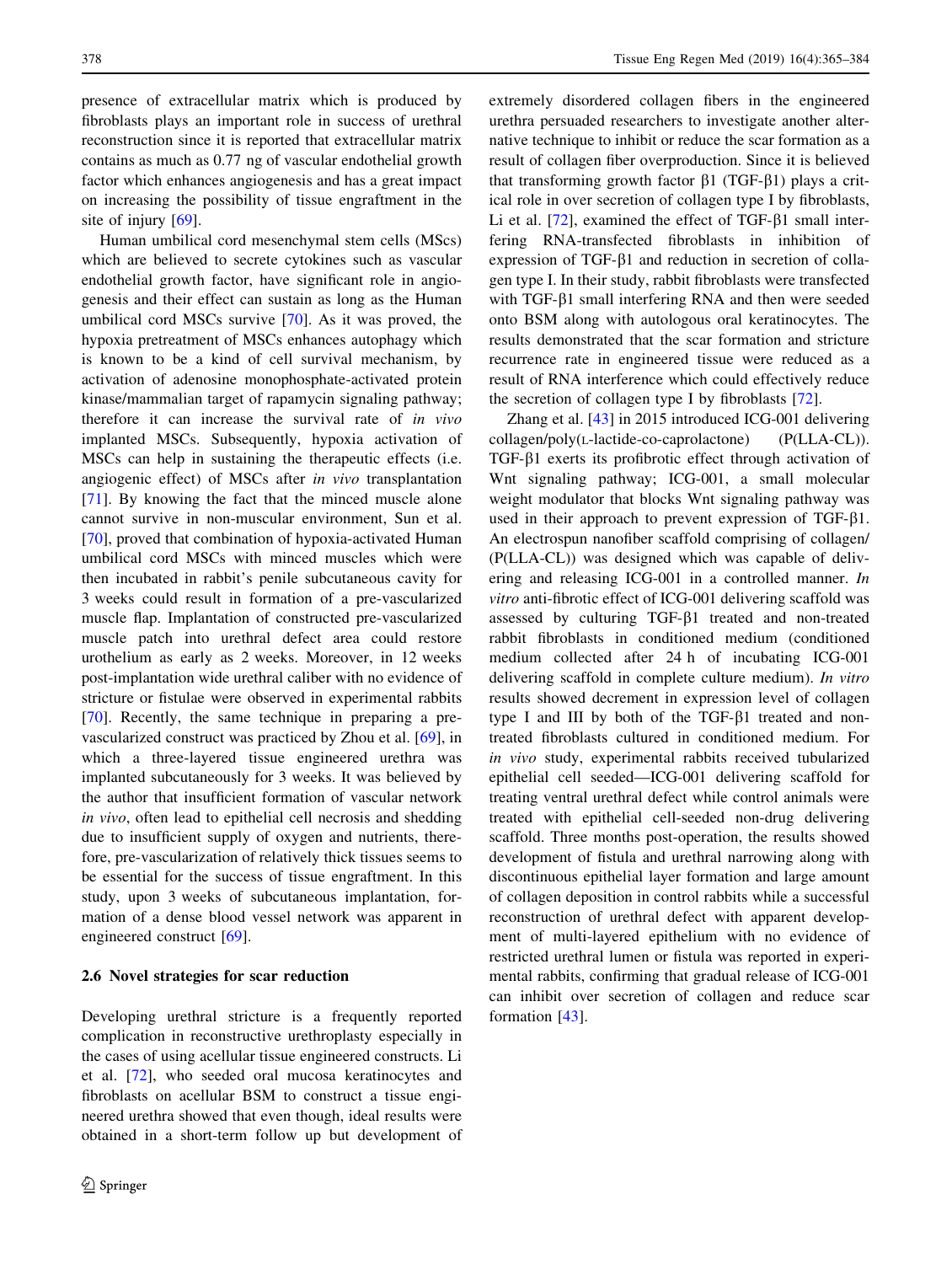presence of extracellular matrix which is produced by fibroblasts plays an important role in success of urethral reconstruction since it is reported that extracellular matrix contains as much as 0.77 ng of vascular endothelial growth factor which enhances angiogenesis and has a great impact on increasing the possibility of tissue engraftment in the site of injury [69].

Human umbilical cord mesenchymal stem cells (MScs) which are believed to secrete cytokines such as vascular endothelial growth factor, have significant role in angiogenesis and their effect can sustain as long as the Human umbilical cord MSCs survive [70]. As it was proved, the hypoxia pretreatment of MSCs enhances autophagy which is known to be a kind of cell survival mechanism, by activation of adenosine monophosphate-activated protein kinase/mammalian target of rapamycin signaling pathway; therefore it can increase the survival rate of *in vivo* implanted MSCs. Subsequently, hypoxia activation of MSCs can help in sustaining the therapeutic effects (i.e. angiogenic effect) of MSCs after *in vivo* transplantation [71]. By knowing the fact that the minced muscle alone cannot survive in non-muscular environment, Sun et al. [70], proved that combination of hypoxia-activated Human umbilical cord MSCs with minced muscles which were then incubated in rabbit's penile subcutaneous cavity for 3 weeks could result in formation of a pre-vascularized muscle flap. Implantation of constructed pre-vascularized muscle patch into urethral defect area could restore urothelium as early as 2 weeks. Moreover, in 12 weeks post-implantation wide urethral caliber with no evidence of stricture or fistulae were observed in experimental rabbits [70]. Recently, the same technique in preparing a pre-vascularized construct was practiced by Zhou et al. [69], in which a three-layered tissue engineered urethra was implanted subcutaneously for 3 weeks. It was believed by the author that insufficient formation of vascular network *in vivo*, often lead to epithelial cell necrosis and shedding due to insufficient supply of oxygen and nutrients, therefore, pre-vascularization of relatively thick tissues seems to be essential for the success of tissue engraftment. In this study, upon 3 weeks of subcutaneous implantation, formation of a dense blood vessel network was apparent in engineered construct [69].

### 2.6 Novel strategies for scar reduction

Developing urethral stricture is a frequently reported complication in reconstructive urethroplasty especially in the cases of using acellular tissue engineered constructs. Li et al. [72], who seeded oral mucosa keratinocytes and fibroblasts on acellular BSM to construct a tissue engineered urethra showed that even though, ideal results were obtained in a short-term follow up but development of extremely disordered collagen fibers in the engineered urethra persuaded researchers to investigate another alternative technique to inhibit or reduce the scar formation as a result of collagen fiber overproduction. Since it is believed that transforming growth factor β1 (TGF-β1) plays a critical role in over secretion of collagen type I by fibroblasts, Li et al. [72], examined the effect of TGF-β1 small interfering RNA-transfected fibroblasts in inhibition of expression of TGF-β1 and reduction in secretion of collagen type I. In their study, rabbit fibroblasts were transfected with TGF-β1 small interfering RNA and then were seeded onto BSM along with autologous oral keratinocytes. The results demonstrated that the scar formation and stricture recurrence rate in engineered tissue were reduced as a result of RNA interference which could effectively reduce the secretion of collagen type I by fibroblasts [72].

Zhang et al. [43] in 2015 introduced ICG-001 delivering collagen/poly(L-lactide-co-caprolactone) (P(LLA-CL)). TGF-β1 exerts its profibrotic effect through activation of Wnt signaling pathway; ICG-001, a small molecular weight modulator that blocks Wnt signaling pathway was used in their approach to prevent expression of TGF-β1. An electrospun nanofiber scaffold comprising of collagen/(P(LLA-CL)) was designed which was capable of delivering and releasing ICG-001 in a controlled manner. *In vitro* anti-fibrotic effect of ICG-001 delivering scaffold was assessed by culturing TGF-β1 treated and non-treated rabbit fibroblasts in conditioned medium (conditioned medium collected after 24 h of incubating ICG-001 delivering scaffold in complete culture medium). *In vitro* results showed decrement in expression level of collagen type I and III by both of the TGF-β1 treated and non-treated fibroblasts cultured in conditioned medium. For *in vivo* study, experimental rabbits received tubularized epithelial cell seeded—ICG-001 delivering scaffold for treating ventral urethral defect while control animals were treated with epithelial cell-seeded non-drug delivering scaffold. Three months post-operation, the results showed development of fistula and urethral narrowing along with discontinuous epithelial layer formation and large amount of collagen deposition in control rabbits while a successful reconstruction of urethral defect with apparent development of multi-layered epithelium with no evidence of restricted urethral lumen or fistula was reported in experimental rabbits, confirming that gradual release of ICG-001 can inhibit over secretion of collagen and reduce scar formation [43].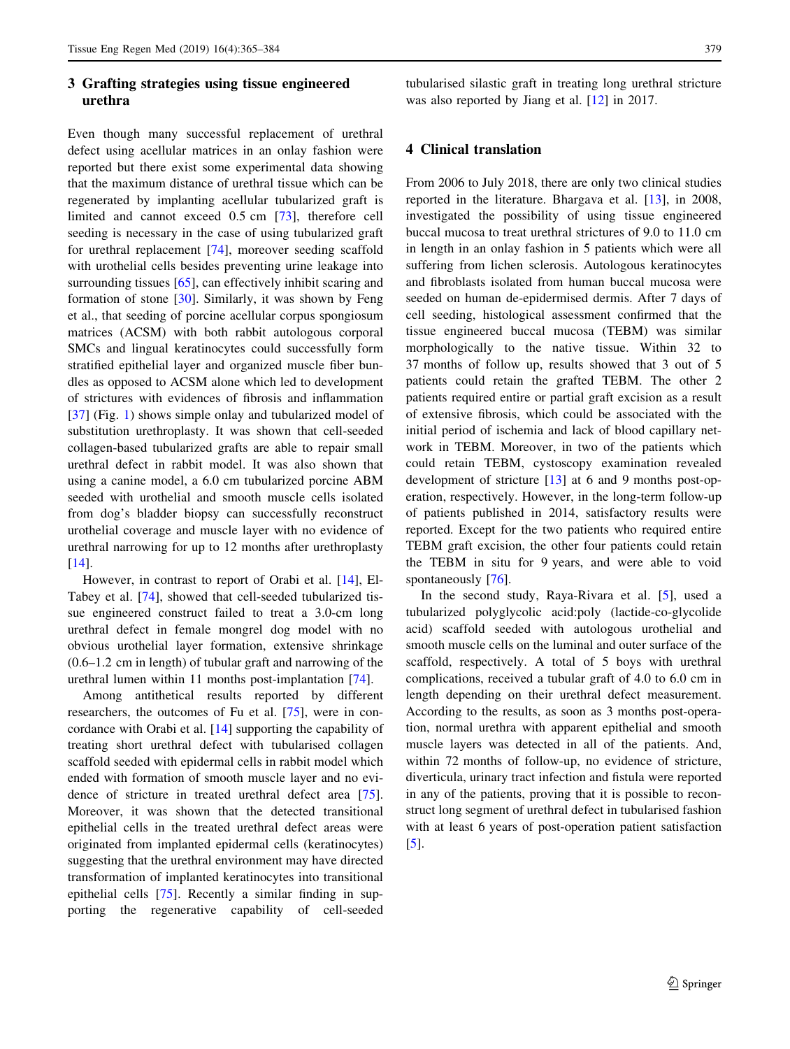## 3 Grafting strategies using tissue engineered urethra

Even though many successful replacement of urethral defect using acellular matrices in an onlay fashion were reported but there exist some experimental data showing that the maximum distance of urethral tissue which can be regenerated by implanting acellular tubularized graft is limited and cannot exceed 0.5 cm [73], therefore cell seeding is necessary in the case of using tubularized graft for urethral replacement [74], moreover seeding scaffold with urothelial cells besides preventing urine leakage into surrounding tissues [65], can effectively inhibit scaring and formation of stone [30]. Similarly, it was shown by Feng et al., that seeding of porcine acellular corpus spongiosum matrices (ACSM) with both rabbit autologous corporal SMCs and lingual keratinocytes could successfully form stratified epithelial layer and organized muscle fiber bundles as opposed to ACSM alone which led to development of strictures with evidences of fibrosis and inflammation [37] (Fig. 1) shows simple onlay and tubularized model of substitution urethroplasty. It was shown that cell-seeded collagen-based tubularized grafts are able to repair small urethral defect in rabbit model. It was also shown that using a canine model, a 6.0 cm tubularized porcine ABM seeded with urothelial and smooth muscle cells isolated from dog's bladder biopsy can successfully reconstruct urothelial coverage and muscle layer with no evidence of urethral narrowing for up to 12 months after urethroplasty [14].

However, in contrast to report of Orabi et al. [14], El-Tabey et al. [74], showed that cell-seeded tubularized tissue engineered construct failed to treat a 3.0-cm long urethral defect in female mongrel dog model with no obvious urothelial layer formation, extensive shrinkage (0.6–1.2 cm in length) of tubular graft and narrowing of the urethral lumen within 11 months post-implantation [74].

Among antithetical results reported by different researchers, the outcomes of Fu et al. [75], were in concordance with Orabi et al. [14] supporting the capability of treating short urethral defect with tubularised collagen scaffold seeded with epidermal cells in rabbit model which ended with formation of smooth muscle layer and no evidence of stricture in treated urethral defect area [75]. Moreover, it was shown that the detected transitional epithelial cells in the treated urethral defect areas were originated from implanted epidermal cells (keratinocytes) suggesting that the urethral environment may have directed transformation of implanted keratinocytes into transitional epithelial cells [75]. Recently a similar finding in supporting the regenerative capability of cell-seeded tubularised silastic graft in treating long urethral stricture was also reported by Jiang et al. [12] in 2017.

## 4 Clinical translation

From 2006 to July 2018, there are only two clinical studies reported in the literature. Bhargava et al. [13], in 2008, investigated the possibility of using tissue engineered buccal mucosa to treat urethral strictures of 9.0 to 11.0 cm in length in an onlay fashion in 5 patients which were all suffering from lichen sclerosis. Autologous keratinocytes and fibroblasts isolated from human buccal mucosa were seeded on human de-epidermised dermis. After 7 days of cell seeding, histological assessment confirmed that the tissue engineered buccal mucosa (TEBM) was similar morphologically to the native tissue. Within 32 to 37 months of follow up, results showed that 3 out of 5 patients could retain the grafted TEBM. The other 2 patients required entire or partial graft excision as a result of extensive fibrosis, which could be associated with the initial period of ischemia and lack of blood capillary network in TEBM. Moreover, in two of the patients which could retain TEBM, cystoscopy examination revealed development of stricture [13] at 6 and 9 months post-operation, respectively. However, in the long-term follow-up of patients published in 2014, satisfactory results were reported. Except for the two patients who required entire TEBM graft excision, the other four patients could retain the TEBM in situ for 9 years, and were able to void spontaneously [76].

In the second study, Raya-Rivara et al. [5], used a tubularized polyglycolic acid:poly (lactide-co-glycolide acid) scaffold seeded with autologous urothelial and smooth muscle cells on the luminal and outer surface of the scaffold, respectively. A total of 5 boys with urethral complications, received a tubular graft of 4.0 to 6.0 cm in length depending on their urethral defect measurement. According to the results, as soon as 3 months post-operation, normal urethra with apparent epithelial and smooth muscle layers was detected in all of the patients. And, within 72 months of follow-up, no evidence of stricture, diverticula, urinary tract infection and fistula were reported in any of the patients, proving that it is possible to reconstruct long segment of urethral defect in tubularised fashion with at least 6 years of post-operation patient satisfaction [5].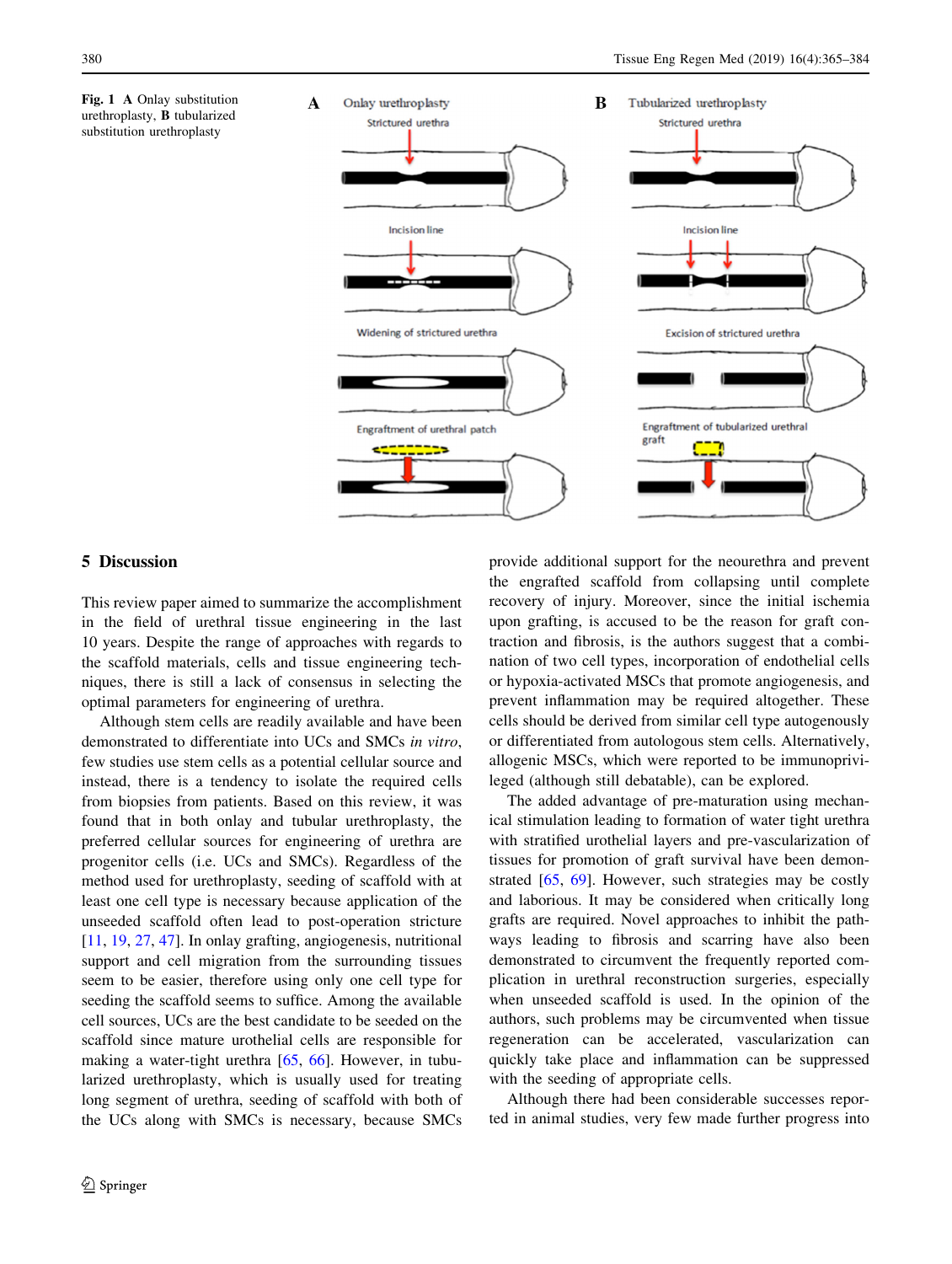**Fig. 1** **A** Onlay substitution urethroplasty, **B** tubularized substitution urethroplasty

## 5 Discussion

This review paper aimed to summarize the accomplishment in the field of urethral tissue engineering in the last 10 years. Despite the range of approaches with regards to the scaffold materials, cells and tissue engineering techniques, there is still a lack of consensus in selecting the optimal parameters for engineering of urethra.

Although stem cells are readily available and have been demonstrated to differentiate into UCs and SMCs *in vitro*, few studies use stem cells as a potential cellular source and instead, there is a tendency to isolate the required cells from biopsies from patients. Based on this review, it was found that in both onlay and tubular urethroplasty, the preferred cellular sources for engineering of urethra are progenitor cells (i.e. UCs and SMCs). Regardless of the method used for urethroplasty, seeding of scaffold with at least one cell type is necessary because application of the unseeded scaffold often lead to post-operation stricture [11, 19, 27, 47]. In onlay grafting, angiogenesis, nutritional support and cell migration from the surrounding tissues seem to be easier, therefore using only one cell type for seeding the scaffold seems to suffice. Among the available cell sources, UCs are the best candidate to be seeded on the scaffold since mature urothelial cells are responsible for making a water-tight urethra [65, 66]. However, in tubularized urethroplasty, which is usually used for treating long segment of urethra, seeding of scaffold with both of the UCs along with SMCs is necessary, because SMCs provide additional support for the neourethra and prevent the engrafted scaffold from collapsing until complete recovery of injury. Moreover, since the initial ischemia upon grafting, is accused to be the reason for graft contraction and fibrosis, is the authors suggest that a combination of two cell types, incorporation of endothelial cells or hypoxia-activated MSCs that promote angiogenesis, and prevent inflammation may be required altogether. These cells should be derived from similar cell type autogenously or differentiated from autologous stem cells. Alternatively, allogenic MSCs, which were reported to be immunoprivileged (although still debatable), can be explored.

The added advantage of pre-maturation using mechanical stimulation leading to formation of water tight urethra with stratified urothelial layers and pre-vascularization of tissues for promotion of graft survival have been demonstrated [65, 69]. However, such strategies may be costly and laborious. It may be considered when critically long grafts are required. Novel approaches to inhibit the pathways leading to fibrosis and scarring have also been demonstrated to circumvent the frequently reported complication in urethral reconstruction surgeries, especially when unseeded scaffold is used. In the opinion of the authors, such problems may be circumvented when tissue regeneration can be accelerated, vascularization can quickly take place and inflammation can be suppressed with the seeding of appropriate cells.

Although there had been considerable successes reported in animal studies, very few made further progress into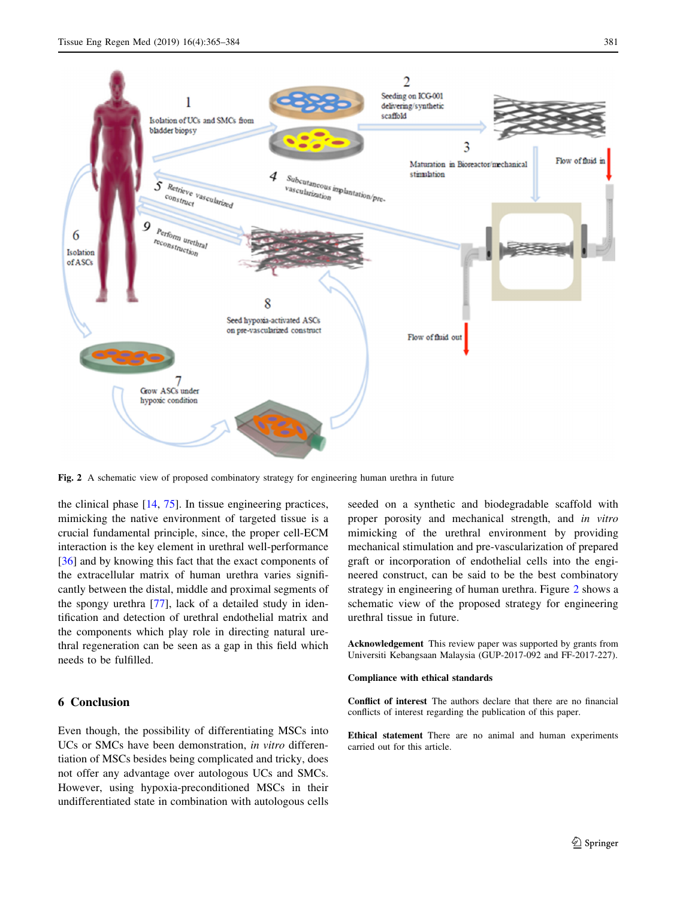Fig. 2 A schematic view of proposed combinatory strategy for engineering human urethra in future

the clinical phase [14, 75]. In tissue engineering practices, mimicking the native environment of targeted tissue is a crucial fundamental principle, since, the proper cell-ECM interaction is the key element in urethral well-performance [36] and by knowing this fact that the exact components of the extracellular matrix of human urethra varies significantly between the distal, middle and proximal segments of the spongy urethra [77], lack of a detailed study in identification and detection of urethral endothelial matrix and the components which play role in directing natural urethral regeneration can be seen as a gap in this field which needs to be fulfilled.

## 6 Conclusion

Even though, the possibility of differentiating MSCs into UCs or SMCs have been demonstration, *in vitro* differentiation of MSCs besides being complicated and tricky, does not offer any advantage over autologous UCs and SMCs. However, using hypoxia-preconditioned MSCs in their undifferentiated state in combination with autologous cells seeded on a synthetic and biodegradable scaffold with proper porosity and mechanical strength, and *in vitro* mimicking of the urethral environment by providing mechanical stimulation and pre-vascularization of prepared graft or incorporation of endothelial cells into the engineered construct, can be said to be the best combinatory strategy in engineering of human urethra. Figure 2 shows a schematic view of the proposed strategy for engineering urethral tissue in future.

**Acknowledgement** This review paper was supported by grants from Universiti Kebangsaan Malaysia (GUP-2017-092 and FF-2017-227).

**Compliance with ethical standards**

**Conflict of interest** The authors declare that there are no financial conflicts of interest regarding the publication of this paper.

**Ethical statement** There are no animal and human experiments carried out for this article.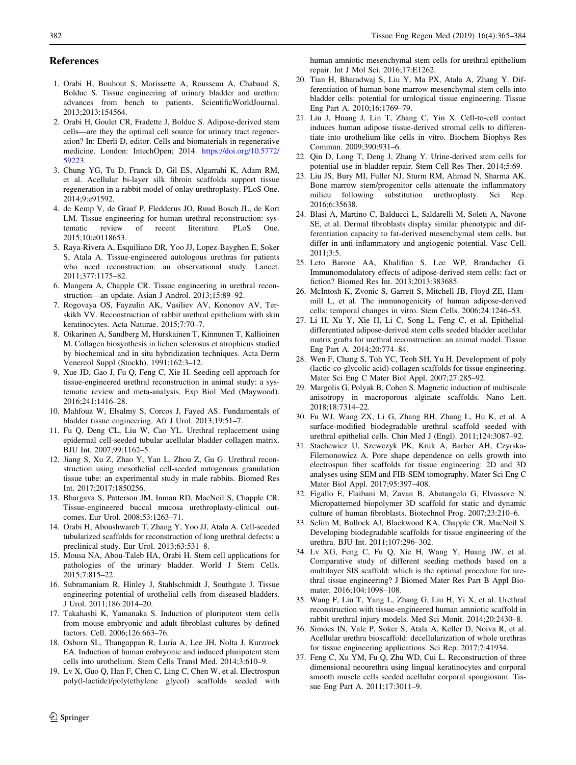## References

1. Orabi H, Bouhout S, Morissette A, Rousseau A, Chabaud S, Bolduc S. Tissue engineering of urinary bladder and urethra: advances from bench to patients. ScientificWorldJournal. 2013;2013:154564.
2. Orabi H, Goulet CR, Fradette J, Bolduc S. Adipose-derived stem cells—are they the optimal cell source for urinary tract regeneration? In: Eberli D, editor. Cells and biomaterials in regenerative medicine. London: IntechOpen; 2014. https://doi.org/10.5772/59223.
3. Chung YG, Tu D, Franck D, Gil ES, Algarrahi K, Adam RM, et al. Acellular bi-layer silk fibroin scaffolds support tissue regeneration in a rabbit model of onlay urethroplasty. PLoS One. 2014;9:e91592.
4. de Kemp V, de Graaf P, Fledderus JO, Ruud Bosch JL, de Kort LM. Tissue engineering for human urethral reconstruction: systematic review of recent literature. PLoS One. 2015;10:e0118653.
5. Raya-Rivera A, Esquiliano DR, Yoo JJ, Lopez-Bayghen E, Soker S, Atala A. Tissue-engineered autologous urethras for patients who need reconstruction: an observational study. Lancet. 2011;377:1175–82.
6. Mangera A, Chapple CR. Tissue engineering in urethral reconstruction—an update. Asian J Androl. 2013;15:89–92.
7. Rogovaya OS, Fayzulin AK, Vasiliev AV, Kononov AV, Terskikh VV. Reconstruction of rabbit urethral epithelium with skin keratinocytes. Acta Naturae. 2015;7:70–7.
8. Oikarinen A, Sandberg M, Hurskainen T, Kinnunen T, Kallioinen M. Collagen biosynthesis in lichen sclerosus et atrophicus studied by biochemical and in situ hybridization techniques. Acta Derm Venereol Suppl (Stockh). 1991;162:3–12.
9. Xue JD, Gao J, Fu Q, Feng C, Xie H. Seeding cell approach for tissue-engineered urethral reconstruction in animal study: a systematic review and meta-analysis. Exp Biol Med (Maywood). 2016;241:1416–28.
10. Mahfouz W, Elsalmy S, Corcos J, Fayed AS. Fundamentals of bladder tissue engineering. Afr J Urol. 2013;19:51–7.
11. Fu Q, Deng CL, Liu W, Cao YL. Urethral replacement using epidermal cell-seeded tubular acellular bladder collagen matrix. BJU Int. 2007;99:1162–5.
12. Jiang S, Xu Z, Zhao Y, Yan L, Zhou Z, Gu G. Urethral reconstruction using mesothelial cell-seeded autogenous granulation tissue tube: an experimental study in male rabbits. Biomed Res Int. 2017;2017:1850256.
13. Bhargava S, Patterson JM, Inman RD, MacNeil S, Chapple CR. Tissue-engineered buccal mucosa urethroplasty-clinical outcomes. Eur Urol. 2008;53:1263–71.
14. Orabi H, Aboushwareb T, Zhang Y, Yoo JJ, Atala A. Cell-seeded tubularized scaffolds for reconstruction of long urethral defects: a preclinical study. Eur Urol. 2013;63:531–8.
15. Mousa NA, Abou-Taleb HA, Orabi H. Stem cell applications for pathologies of the urinary bladder. World J Stem Cells. 2015;7:815–22.
16. Subramaniam R, Hinley J, Stahlschmidt J, Southgate J. Tissue engineering potential of urothelial cells from diseased bladders. J Urol. 2011;186:2014–20.
17. Takahashi K, Yamanaka S. Induction of pluripotent stem cells from mouse embryonic and adult fibroblast cultures by defined factors. Cell. 2006;126:663–76.
18. Osborn SL, Thangappan R, Luria A, Lee JH, Nolta J, Kurzrock EA. Induction of human embryonic and induced pluripotent stem cells into urothelium. Stem Cells Transl Med. 2014;3:610–9.
19. Lv X, Guo Q, Han F, Chen C, Ling C, Chen W, et al. Electrospun poly(l-lactide)/poly(ethylene glycol) scaffolds seeded with human amniotic mesenchymal stem cells for urethral epithelium repair. Int J Mol Sci. 2016;17:E1262.
20. Tian H, Bharadwaj S, Liu Y, Ma PX, Atala A, Zhang Y. Differentiation of human bone marrow mesenchymal stem cells into bladder cells: potential for urological tissue engineering. Tissue Eng Part A. 2010;16:1769–79.
21. Liu J, Huang J, Lin T, Zhang C, Yin X. Cell-to-cell contact induces human adipose tissue-derived stromal cells to differentiate into urothelium-like cells in vitro. Biochem Biophys Res Commun. 2009;390:931–6.
22. Qin D, Long T, Deng J, Zhang Y. Urine-derived stem cells for potential use in bladder repair. Stem Cell Res Ther. 2014;5:69.
23. Liu JS, Bury MI, Fuller NJ, Sturm RM, Ahmad N, Sharma AK. Bone marrow stem/progenitor cells attenuate the inflammatory milieu following substitution urethroplasty. Sci Rep. 2016;6:35638.
24. Blasi A, Martino C, Balducci L, Saldarelli M, Soleti A, Navone SE, et al. Dermal fibroblasts display similar phenotypic and differentiation capacity to fat-derived mesenchymal stem cells, but differ in anti-inflammatory and angiogenic potential. Vasc Cell. 2011;3:5.
25. Leto Barone AA, Khalifian S, Lee WP, Brandacher G. Immunomodulatory effects of adipose-derived stem cells: fact or fiction? Biomed Res Int. 2013;2013:383685.
26. McIntosh K, Zvonic S, Garrett S, Mitchell JB, Floyd ZE, Hammill L, et al. The immunogenicity of human adipose-derived cells: temporal changes in vitro. Stem Cells. 2006;24:1246–53.
27. Li H, Xu Y, Xie H, Li C, Song L, Feng C, et al. Epithelial-differentiated adipose-derived stem cells seeded bladder acellular matrix grafts for urethral reconstruction: an animal model. Tissue Eng Part A. 2014;20:774–84.
28. Wen F, Chang S, Toh YC, Teoh SH, Yu H. Development of poly (lactic-co-glycolic acid)-collagen scaffolds for tissue engineering. Mater Sci Eng C Mater Biol Appl. 2007;27:285–92.
29. Margolis G, Polyak B, Cohen S. Magnetic induction of multiscale anisotropy in macroporous alginate scaffolds. Nano Lett. 2018;18:7314–22.
30. Fu WJ, Wang ZX, Li G, Zhang BH, Zhang L, Hu K, et al. A surface-modified biodegradable urethral scaffold seeded with urethral epithelial cells. Chin Med J (Engl). 2011;124:3087–92.
31. Stachewicz U, Szewczyk PK, Kruk A, Barber AH, Czyrska-Filemonowicz A. Pore shape dependence on cells growth into electrospun fiber scaffolds for tissue engineering: 2D and 3D analyses using SEM and FIB-SEM tomography. Mater Sci Eng C Mater Biol Appl. 2017;95:397–408.
32. Figallo E, Flaibani M, Zavan B, Abatangelo G, Elvassore N. Micropatterned biopolymer 3D scaffold for static and dynamic culture of human fibroblasts. Biotechnol Prog. 2007;23:210–6.
33. Selim M, Bullock AJ, Blackwood KA, Chapple CR, MacNeil S. Developing biodegradable scaffolds for tissue engineering of the urethra. BJU Int. 2011;107:296–302.
34. Lv XG, Feng C, Fu Q, Xie H, Wang Y, Huang JW, et al. Comparative study of different seeding methods based on a multilayer SIS scaffold: which is the optimal procedure for urethral tissue engineering? J Biomed Mater Res Part B Appl Biomater. 2016;104:1098–108.
35. Wang F, Liu T, Yang L, Zhang G, Liu H, Yi X, et al. Urethral reconstruction with tissue-engineered human amniotic scaffold in rabbit urethral injury models. Med Sci Monit. 2014;20:2430–8.
36. Simões IN, Vale P, Soker S, Atala A, Keller D, Noiva R, et al. Acellular urethra bioscaffold: decellularization of whole urethras for tissue engineering applications. Sci Rep. 2017;7:41934.
37. Feng C, Xu YM, Fu Q, Zhu WD, Cui L. Reconstruction of three dimensional neourethra using lingual keratinocytes and corporal smooth muscle cells seeded acellular corporal spongiosum. Tissue Eng Part A. 2011;17:3011–9.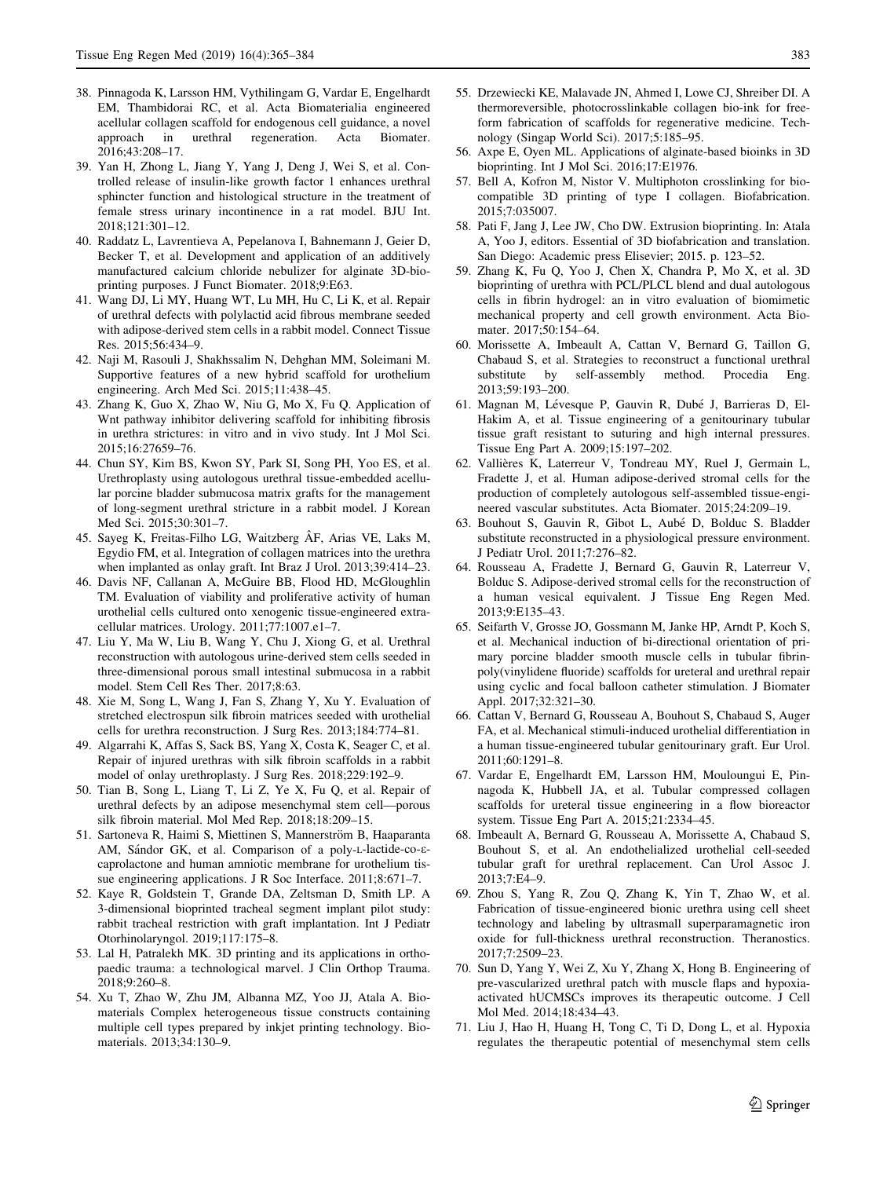38. Pinnagoda K, Larsson HM, Vythilingam G, Vardar E, Engelhardt EM, Thambidorai RC, et al. Acta Biomaterialia engineered acellular collagen scaffold for endogenous cell guidance, a novel approach in urethral regeneration. Acta Biomater. 2016;43:208–17.
39. Yan H, Zhong L, Jiang Y, Yang J, Deng J, Wei S, et al. Controlled release of insulin-like growth factor 1 enhances urethral sphincter function and histological structure in the treatment of female stress urinary incontinence in a rat model. BJU Int. 2018;121:301–12.
40. Raddatz L, Lavrentieva A, Pepelanova I, Bahnemann J, Geier D, Becker T, et al. Development and application of an additively manufactured calcium chloride nebulizer for alginate 3D-bioprinting purposes. J Funct Biomater. 2018;9:E63.
41. Wang DJ, Li MY, Huang WT, Lu MH, Hu C, Li K, et al. Repair of urethral defects with polylactid acid fibrous membrane seeded with adipose-derived stem cells in a rabbit model. Connect Tissue Res. 2015;56:434–9.
42. Naji M, Rasouli J, Shakhssalim N, Dehghan MM, Soleimani M. Supportive features of a new hybrid scaffold for urothelium engineering. Arch Med Sci. 2015;11:438–45.
43. Zhang K, Guo X, Zhao W, Niu G, Mo X, Fu Q. Application of Wnt pathway inhibitor delivering scaffold for inhibiting fibrosis in urethra strictures: in vitro and in vivo study. Int J Mol Sci. 2015;16:27659–76.
44. Chun SY, Kim BS, Kwon SY, Park SI, Song PH, Yoo ES, et al. Urethroplasty using autologous urethral tissue-embedded acellular porcine bladder submucosa matrix grafts for the management of long-segment urethral stricture in a rabbit model. J Korean Med Sci. 2015;30:301–7.
45. Sayeg K, Freitas-Filho LG, Waitzberg ÂF, Arias VE, Laks M, Egydio FM, et al. Integration of collagen matrices into the urethra when implanted as onlay graft. Int Braz J Urol. 2013;39:414–23.
46. Davis NF, Callanan A, McGuire BB, Flood HD, McGloughlin TM. Evaluation of viability and proliferative activity of human urothelial cells cultured onto xenogenic tissue-engineered extracellular matrices. Urology. 2011;77:1007.e1–7.
47. Liu Y, Ma W, Liu B, Wang Y, Chu J, Xiong G, et al. Urethral reconstruction with autologous urine-derived stem cells seeded in three-dimensional porous small intestinal submucosa in a rabbit model. Stem Cell Res Ther. 2017;8:63.
48. Xie M, Song L, Wang J, Fan S, Zhang Y, Xu Y. Evaluation of stretched electrospun silk fibroin matrices seeded with urothelial cells for urethra reconstruction. J Surg Res. 2013;184:774–81.
49. Algarrahi K, Affas S, Sack BS, Yang X, Costa K, Seager C, et al. Repair of injured urethras with silk fibroin scaffolds in a rabbit model of onlay urethroplasty. J Surg Res. 2018;229:192–9.
50. Tian B, Song L, Liang T, Li Z, Ye X, Fu Q, et al. Repair of urethral defects by an adipose mesenchymal stem cell—porous silk fibroin material. Mol Med Rep. 2018;18:209–15.
51. Sartoneva R, Haimi S, Miettinen S, Mannerström B, Haaparanta AM, Sándor GK, et al. Comparison of a poly-L-lactide-co-ε-caprolactone and human amniotic membrane for urothelium tissue engineering applications. J R Soc Interface. 2011;8:671–7.
52. Kaye R, Goldstein T, Grande DA, Zeltsman D, Smith LP. A 3-dimensional bioprinted tracheal segment implant pilot study: rabbit tracheal restriction with graft implantation. Int J Pediatr Otorhinolaryngol. 2019;117:175–8.
53. Lal H, Patralekh MK. 3D printing and its applications in orthopaedic trauma: a technological marvel. J Clin Orthop Trauma. 2018;9:260–8.
54. Xu T, Zhao W, Zhu JM, Albanna MZ, Yoo JJ, Atala A. Biomaterials Complex heterogeneous tissue constructs containing multiple cell types prepared by inkjet printing technology. Biomaterials. 2013;34:130–9.
55. Drzewiecki KE, Malavade JN, Ahmed I, Lowe CJ, Shreiber DI. A thermoreversible, photocrosslinkable collagen bio-ink for free-form fabrication of scaffolds for regenerative medicine. Technology (Singap World Sci). 2017;5:185–95.
56. Axpe E, Oyen ML. Applications of alginate-based bioinks in 3D bioprinting. Int J Mol Sci. 2016;17:E1976.
57. Bell A, Kofron M, Nistor V. Multiphoton crosslinking for biocompatible 3D printing of type I collagen. Biofabrication. 2015;7:035007.
58. Pati F, Jang J, Lee JW, Cho DW. Extrusion bioprinting. In: Atala A, Yoo J, editors. Essential of 3D biofabrication and translation. San Diego: Academic press Elisevier; 2015. p. 123–52.
59. Zhang K, Fu Q, Yoo J, Chen X, Chandra P, Mo X, et al. 3D bioprinting of urethra with PCL/PLCL blend and dual autologous cells in fibrin hydrogel: an in vitro evaluation of biomimetic mechanical property and cell growth environment. Acta Biomater. 2017;50:154–64.
60. Morissette A, Imbeault A, Cattan V, Bernard G, Taillon G, Chabaud S, et al. Strategies to reconstruct a functional urethral substitute by self-assembly method. Procedia Eng. 2013;59:193–200.
61. Magnan M, Lévesque P, Gauvin R, Dubé J, Barrieras D, El-Hakim A, et al. Tissue engineering of a genitourinary tubular tissue graft resistant to suturing and high internal pressures. Tissue Eng Part A. 2009;15:197–202.
62. Vallières K, Laterreur V, Tondreau MY, Ruel J, Germain L, Fradette J, et al. Human adipose-derived stromal cells for the production of completely autologous self-assembled tissue-engineered vascular substitutes. Acta Biomater. 2015;24:209–19.
63. Bouhout S, Gauvin R, Gibot L, Aubé D, Bolduc S. Bladder substitute reconstructed in a physiological pressure environment. J Pediatr Urol. 2011;7:276–82.
64. Rousseau A, Fradette J, Bernard G, Gauvin R, Laterreur V, Bolduc S. Adipose-derived stromal cells for the reconstruction of a human vesical equivalent. J Tissue Eng Regen Med. 2013;9:E135–43.
65. Seifarth V, Grosse JO, Gossmann M, Janke HP, Arndt P, Koch S, et al. Mechanical induction of bi-directional orientation of primary porcine bladder smooth muscle cells in tubular fibrin-poly(vinylidene fluoride) scaffolds for ureteral and urethral repair using cyclic and focal balloon catheter stimulation. J Biomater Appl. 2017;32:321–30.
66. Cattan V, Bernard G, Rousseau A, Bouhout S, Chabaud S, Auger FA, et al. Mechanical stimuli-induced urothelial differentiation in a human tissue-engineered tubular genitourinary graft. Eur Urol. 2011;60:1291–8.
67. Vardar E, Engelhardt EM, Larsson HM, Mouloungui E, Pinnagoda K, Hubbell JA, et al. Tubular compressed collagen scaffolds for ureteral tissue engineering in a flow bioreactor system. Tissue Eng Part A. 2015;21:2334–45.
68. Imbeault A, Bernard G, Rousseau A, Morissette A, Chabaud S, Bouhout S, et al. An endothelialized urothelial cell-seeded tubular graft for urethral replacement. Can Urol Assoc J. 2013;7:E4–9.
69. Zhou S, Yang R, Zou Q, Zhang K, Yin T, Zhao W, et al. Fabrication of tissue-engineered bionic urethra using cell sheet technology and labeling by ultrasmall superparamagnetic iron oxide for full-thickness urethral reconstruction. Theranostics. 2017;7:2509–23.
70. Sun D, Yang Y, Wei Z, Xu Y, Zhang X, Hong B. Engineering of pre-vascularized urethral patch with muscle flaps and hypoxia-activated hUCMSCs improves its therapeutic outcome. J Cell Mol Med. 2014;18:434–43.
71. Liu J, Hao H, Huang H, Tong C, Ti D, Dong L, et al. Hypoxia regulates the therapeutic potential of mesenchymal stem cells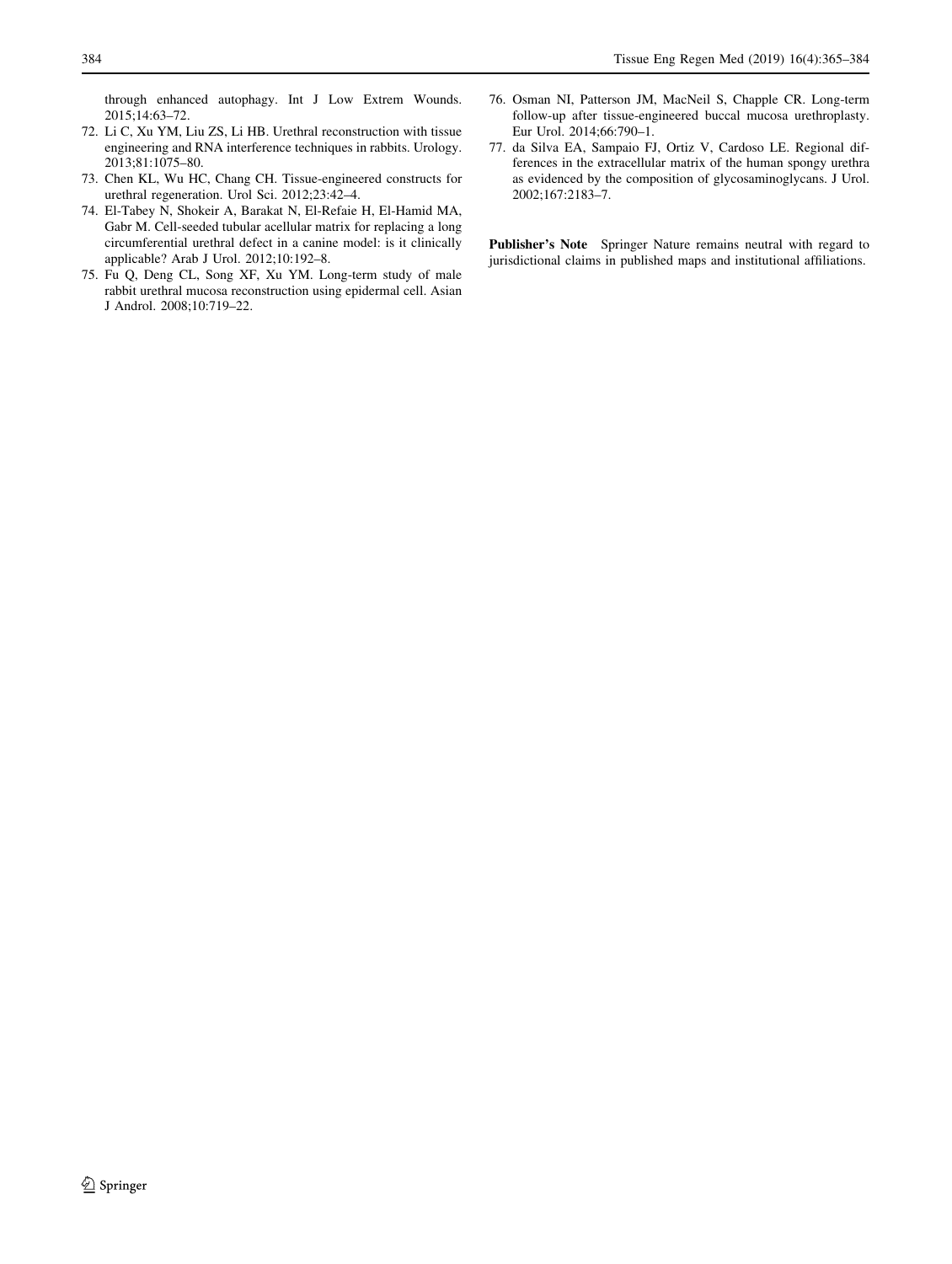through enhanced autophagy. Int J Low Extrem Wounds. 2015;14:63–72.

72. Li C, Xu YM, Liu ZS, Li HB. Urethral reconstruction with tissue engineering and RNA interference techniques in rabbits. Urology. 2013;81:1075–80.
73. Chen KL, Wu HC, Chang CH. Tissue-engineered constructs for urethral regeneration. Urol Sci. 2012;23:42–4.
74. El-Tabey N, Shokeir A, Barakat N, El-Refaie H, El-Hamid MA, Gabr M. Cell-seeded tubular acellular matrix for replacing a long circumferential urethral defect in a canine model: is it clinically applicable? Arab J Urol. 2012;10:192–8.
75. Fu Q, Deng CL, Song XF, Xu YM. Long-term study of male rabbit urethral mucosa reconstruction using epidermal cell. Asian J Androl. 2008;10:719–22.
76. Osman NI, Patterson JM, MacNeil S, Chapple CR. Long-term follow-up after tissue-engineered buccal mucosa urethroplasty. Eur Urol. 2014;66:790–1.
77. da Silva EA, Sampaio FJ, Ortiz V, Cardoso LE. Regional differences in the extracellular matrix of the human spongy urethra as evidenced by the composition of glycosaminoglycans. J Urol. 2002;167:2183–7.

**Publisher's Note** Springer Nature remains neutral with regard to jurisdictional claims in published maps and institutional affiliations.